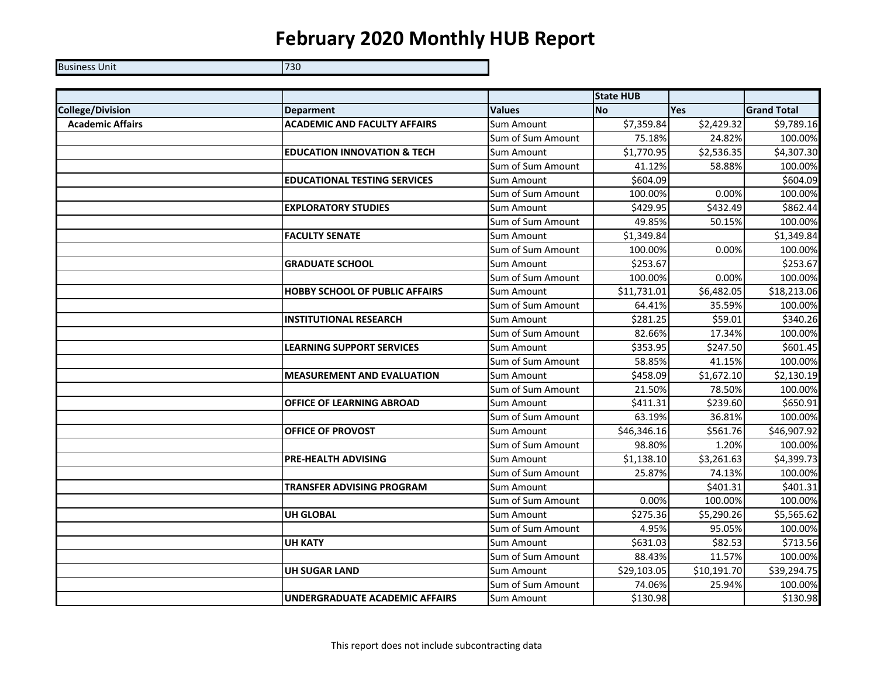# February 2020 Monthly HUB Report

| Business Unit | 730 |
|---|---|

| | | | State HUB | | |
|---|---|---|---|---|---|
| **College/Division** | **Deparment** | **Values** | **No** | **Yes** | **Grand Total** |
| **Academic Affairs** | **ACADEMIC AND FACULTY AFFAIRS** | Sum Amount | $7,359.84 | $2,429.32 | $9,789.16 |
| | | Sum of Sum Amount | 75.18% | 24.82% | 100.00% |
| | **EDUCATION INNOVATION & TECH** | Sum Amount | $1,770.95 | $2,536.35 | $4,307.30 |
| | | Sum of Sum Amount | 41.12% | 58.88% | 100.00% |
| | **EDUCATIONAL TESTING SERVICES** | Sum Amount | $604.09 | | $604.09 |
| | | Sum of Sum Amount | 100.00% | 0.00% | 100.00% |
| | **EXPLORATORY STUDIES** | Sum Amount | $429.95 | $432.49 | $862.44 |
| | | Sum of Sum Amount | 49.85% | 50.15% | 100.00% |
| | **FACULTY SENATE** | Sum Amount | $1,349.84 | | $1,349.84 |
| | | Sum of Sum Amount | 100.00% | 0.00% | 100.00% |
| | **GRADUATE SCHOOL** | Sum Amount | $253.67 | | $253.67 |
| | | Sum of Sum Amount | 100.00% | 0.00% | 100.00% |
| | **HOBBY SCHOOL OF PUBLIC AFFAIRS** | Sum Amount | $11,731.01 | $6,482.05 | $18,213.06 |
| | | Sum of Sum Amount | 64.41% | 35.59% | 100.00% |
| | **INSTITUTIONAL RESEARCH** | Sum Amount | $281.25 | $59.01 | $340.26 |
| | | Sum of Sum Amount | 82.66% | 17.34% | 100.00% |
| | **LEARNING SUPPORT SERVICES** | Sum Amount | $353.95 | $247.50 | $601.45 |
| | | Sum of Sum Amount | 58.85% | 41.15% | 100.00% |
| | **MEASUREMENT AND EVALUATION** | Sum Amount | $458.09 | $1,672.10 | $2,130.19 |
| | | Sum of Sum Amount | 21.50% | 78.50% | 100.00% |
| | **OFFICE OF LEARNING ABROAD** | Sum Amount | $411.31 | $239.60 | $650.91 |
| | | Sum of Sum Amount | 63.19% | 36.81% | 100.00% |
| | **OFFICE OF PROVOST** | Sum Amount | $46,346.16 | $561.76 | $46,907.92 |
| | | Sum of Sum Amount | 98.80% | 1.20% | 100.00% |
| | **PRE-HEALTH ADVISING** | Sum Amount | $1,138.10 | $3,261.63 | $4,399.73 |
| | | Sum of Sum Amount | 25.87% | 74.13% | 100.00% |
| | **TRANSFER ADVISING PROGRAM** | Sum Amount | | $401.31 | $401.31 |
| | | Sum of Sum Amount | 0.00% | 100.00% | 100.00% |
| | **UH GLOBAL** | Sum Amount | $275.36 | $5,290.26 | $5,565.62 |
| | | Sum of Sum Amount | 4.95% | 95.05% | 100.00% |
| | **UH KATY** | Sum Amount | $631.03 | $82.53 | $713.56 |
| | | Sum of Sum Amount | 88.43% | 11.57% | 100.00% |
| | **UH SUGAR LAND** | Sum Amount | $29,103.05 | $10,191.70 | $39,294.75 |
| | | Sum of Sum Amount | 74.06% | 25.94% | 100.00% |
| | **UNDERGRADUATE ACADEMIC AFFAIRS** | Sum Amount | $130.98 | | $130.98 |

This report does not include subcontracting data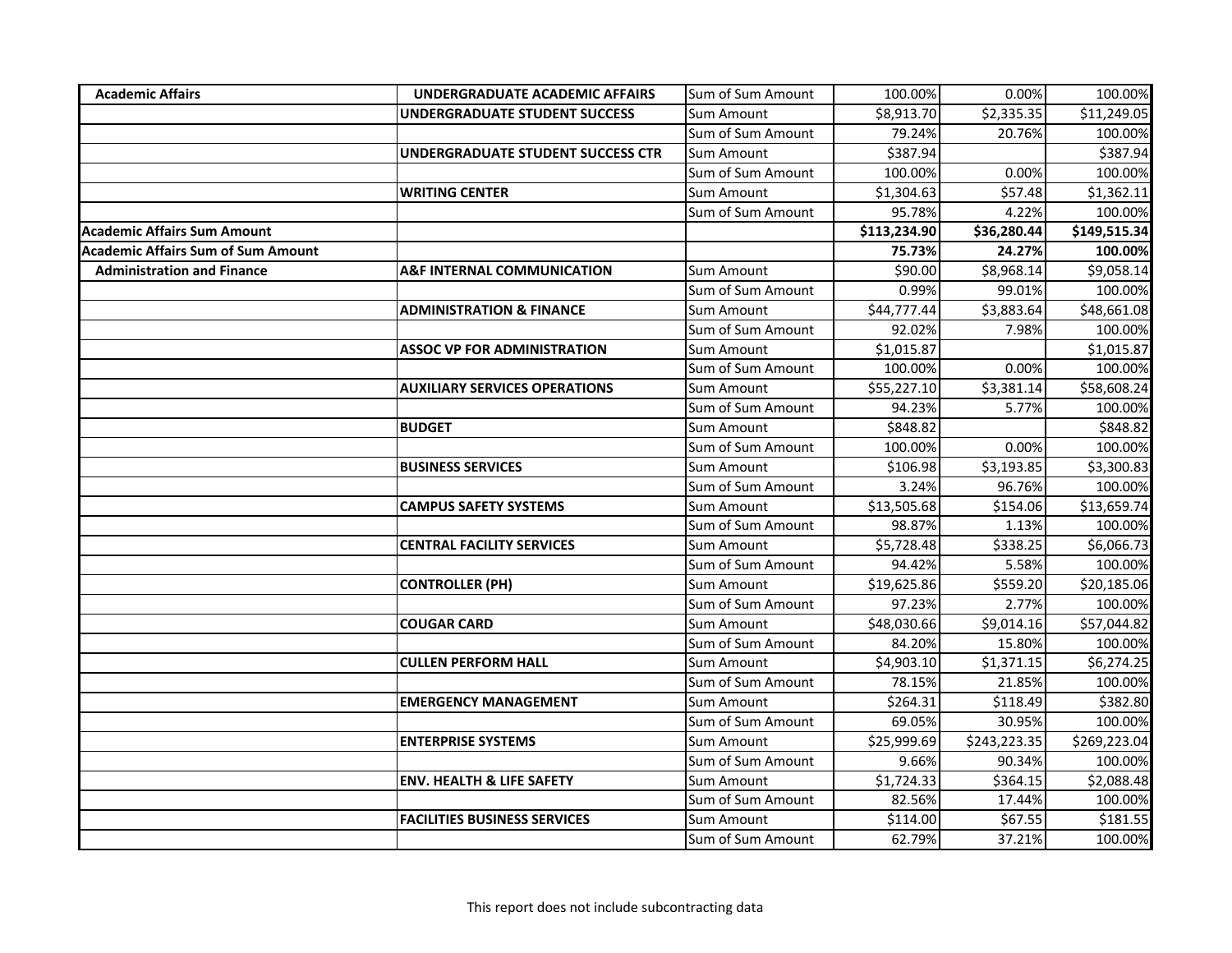| | | | | | |
|---|---|---|---|---|---|
| **Academic Affairs** | **UNDERGRADUATE ACADEMIC AFFAIRS** | Sum of Sum Amount | 100.00% | 0.00% | 100.00% |
| | **UNDERGRADUATE STUDENT SUCCESS** | Sum Amount | $8,913.70 | $2,335.35 | $11,249.05 |
| | | Sum of Sum Amount | 79.24% | 20.76% | 100.00% |
| | **UNDERGRADUATE STUDENT SUCCESS CTR** | Sum Amount | $387.94 | | $387.94 |
| | | Sum of Sum Amount | 100.00% | 0.00% | 100.00% |
| | **WRITING CENTER** | Sum Amount | $1,304.63 | $57.48 | $1,362.11 |
| | | Sum of Sum Amount | 95.78% | 4.22% | 100.00% |
| **Academic Affairs Sum Amount** | | | **$113,234.90** | **$36,280.44** | **$149,515.34** |
| **Academic Affairs Sum of Sum Amount** | | | **75.73%** | **24.27%** | **100.00%** |
| **Administration and Finance** | **A&F INTERNAL COMMUNICATION** | Sum Amount | $90.00 | $8,968.14 | $9,058.14 |
| | | Sum of Sum Amount | 0.99% | 99.01% | 100.00% |
| | **ADMINISTRATION & FINANCE** | Sum Amount | $44,777.44 | $3,883.64 | $48,661.08 |
| | | Sum of Sum Amount | 92.02% | 7.98% | 100.00% |
| | **ASSOC VP FOR ADMINISTRATION** | Sum Amount | $1,015.87 | | $1,015.87 |
| | | Sum of Sum Amount | 100.00% | 0.00% | 100.00% |
| | **AUXILIARY SERVICES OPERATIONS** | Sum Amount | $55,227.10 | $3,381.14 | $58,608.24 |
| | | Sum of Sum Amount | 94.23% | 5.77% | 100.00% |
| | **BUDGET** | Sum Amount | $848.82 | | $848.82 |
| | | Sum of Sum Amount | 100.00% | 0.00% | 100.00% |
| | **BUSINESS SERVICES** | Sum Amount | $106.98 | $3,193.85 | $3,300.83 |
| | | Sum of Sum Amount | 3.24% | 96.76% | 100.00% |
| | **CAMPUS SAFETY SYSTEMS** | Sum Amount | $13,505.68 | $154.06 | $13,659.74 |
| | | Sum of Sum Amount | 98.87% | 1.13% | 100.00% |
| | **CENTRAL FACILITY SERVICES** | Sum Amount | $5,728.48 | $338.25 | $6,066.73 |
| | | Sum of Sum Amount | 94.42% | 5.58% | 100.00% |
| | **CONTROLLER (PH)** | Sum Amount | $19,625.86 | $559.20 | $20,185.06 |
| | | Sum of Sum Amount | 97.23% | 2.77% | 100.00% |
| | **COUGAR CARD** | Sum Amount | $48,030.66 | $9,014.16 | $57,044.82 |
| | | Sum of Sum Amount | 84.20% | 15.80% | 100.00% |
| | **CULLEN PERFORM HALL** | Sum Amount | $4,903.10 | $1,371.15 | $6,274.25 |
| | | Sum of Sum Amount | 78.15% | 21.85% | 100.00% |
| | **EMERGENCY MANAGEMENT** | Sum Amount | $264.31 | $118.49 | $382.80 |
| | | Sum of Sum Amount | 69.05% | 30.95% | 100.00% |
| | **ENTERPRISE SYSTEMS** | Sum Amount | $25,999.69 | $243,223.35 | $269,223.04 |
| | | Sum of Sum Amount | 9.66% | 90.34% | 100.00% |
| | **ENV. HEALTH & LIFE SAFETY** | Sum Amount | $1,724.33 | $364.15 | $2,088.48 |
| | | Sum of Sum Amount | 82.56% | 17.44% | 100.00% |
| | **FACILITIES BUSINESS SERVICES** | Sum Amount | $114.00 | $67.55 | $181.55 |
| | | Sum of Sum Amount | 62.79% | 37.21% | 100.00% |

This report does not include subcontracting data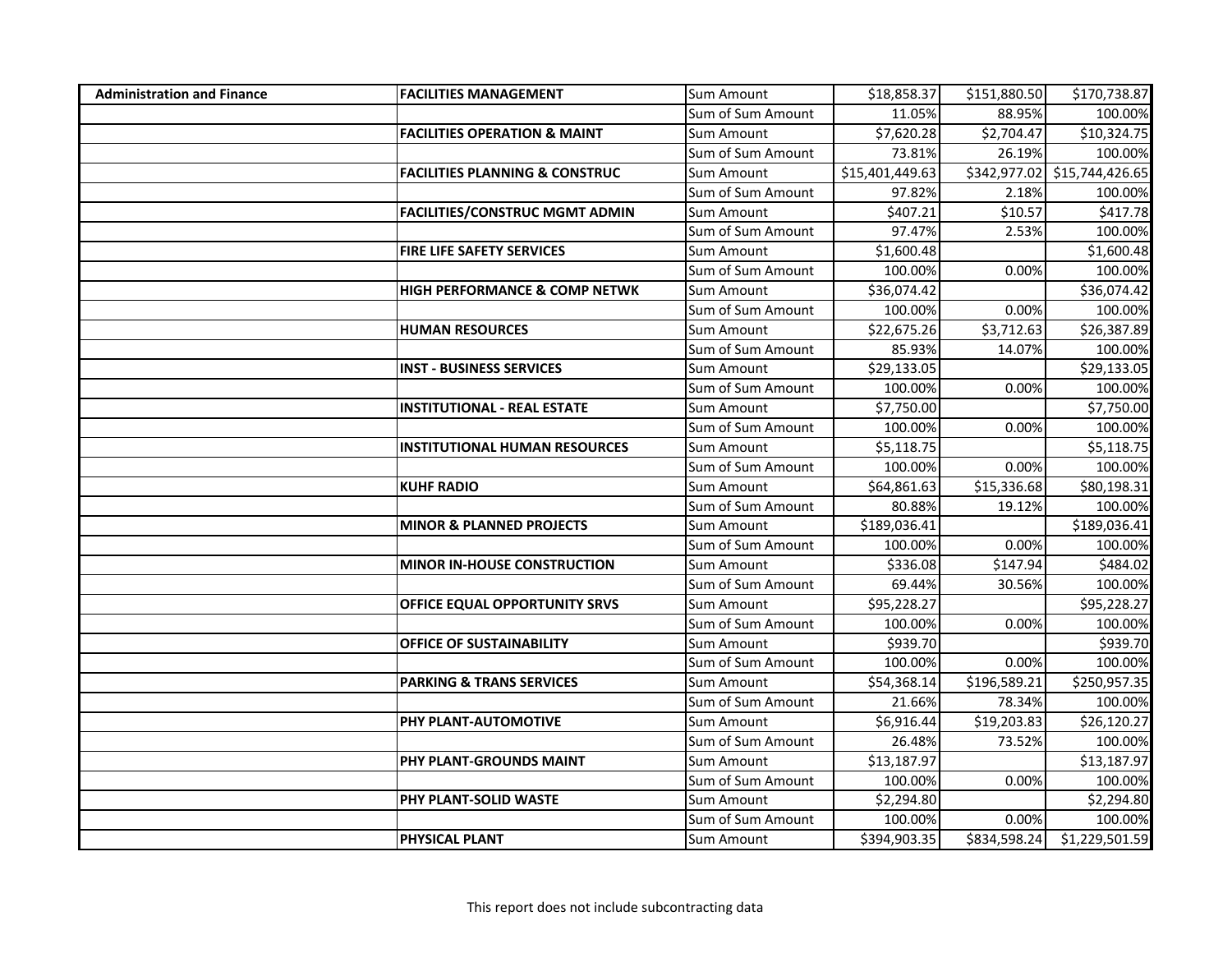| | | | | | |
|---|---|---|---|---|---|
| **Administration and Finance** | **FACILITIES MANAGEMENT** | Sum Amount | $18,858.37 | $151,880.50 | $170,738.87 |
| | | Sum of Sum Amount | 11.05% | 88.95% | 100.00% |
| | **FACILITIES OPERATION & MAINT** | Sum Amount | $7,620.28 | $2,704.47 | $10,324.75 |
| | | Sum of Sum Amount | 73.81% | 26.19% | 100.00% |
| | **FACILITIES PLANNING & CONSTRUC** | Sum Amount | $15,401,449.63 | $342,977.02 | $15,744,426.65 |
| | | Sum of Sum Amount | 97.82% | 2.18% | 100.00% |
| | **FACILITIES/CONSTRUC MGMT ADMIN** | Sum Amount | $407.21 | $10.57 | $417.78 |
| | | Sum of Sum Amount | 97.47% | 2.53% | 100.00% |
| | **FIRE LIFE SAFETY SERVICES** | Sum Amount | $1,600.48 | | $1,600.48 |
| | | Sum of Sum Amount | 100.00% | 0.00% | 100.00% |
| | **HIGH PERFORMANCE & COMP NETWK** | Sum Amount | $36,074.42 | | $36,074.42 |
| | | Sum of Sum Amount | 100.00% | 0.00% | 100.00% |
| | **HUMAN RESOURCES** | Sum Amount | $22,675.26 | $3,712.63 | $26,387.89 |
| | | Sum of Sum Amount | 85.93% | 14.07% | 100.00% |
| | **INST - BUSINESS SERVICES** | Sum Amount | $29,133.05 | | $29,133.05 |
| | | Sum of Sum Amount | 100.00% | 0.00% | 100.00% |
| | **INSTITUTIONAL - REAL ESTATE** | Sum Amount | $7,750.00 | | $7,750.00 |
| | | Sum of Sum Amount | 100.00% | 0.00% | 100.00% |
| | **INSTITUTIONAL HUMAN RESOURCES** | Sum Amount | $5,118.75 | | $5,118.75 |
| | | Sum of Sum Amount | 100.00% | 0.00% | 100.00% |
| | **KUHF RADIO** | Sum Amount | $64,861.63 | $15,336.68 | $80,198.31 |
| | | Sum of Sum Amount | 80.88% | 19.12% | 100.00% |
| | **MINOR & PLANNED PROJECTS** | Sum Amount | $189,036.41 | | $189,036.41 |
| | | Sum of Sum Amount | 100.00% | 0.00% | 100.00% |
| | **MINOR IN-HOUSE CONSTRUCTION** | Sum Amount | $336.08 | $147.94 | $484.02 |
| | | Sum of Sum Amount | 69.44% | 30.56% | 100.00% |
| | **OFFICE EQUAL OPPORTUNITY SRVS** | Sum Amount | $95,228.27 | | $95,228.27 |
| | | Sum of Sum Amount | 100.00% | 0.00% | 100.00% |
| | **OFFICE OF SUSTAINABILITY** | Sum Amount | $939.70 | | $939.70 |
| | | Sum of Sum Amount | 100.00% | 0.00% | 100.00% |
| | **PARKING & TRANS SERVICES** | Sum Amount | $54,368.14 | $196,589.21 | $250,957.35 |
| | | Sum of Sum Amount | 21.66% | 78.34% | 100.00% |
| | **PHY PLANT-AUTOMOTIVE** | Sum Amount | $6,916.44 | $19,203.83 | $26,120.27 |
| | | Sum of Sum Amount | 26.48% | 73.52% | 100.00% |
| | **PHY PLANT-GROUNDS MAINT** | Sum Amount | $13,187.97 | | $13,187.97 |
| | | Sum of Sum Amount | 100.00% | 0.00% | 100.00% |
| | **PHY PLANT-SOLID WASTE** | Sum Amount | $2,294.80 | | $2,294.80 |
| | | Sum of Sum Amount | 100.00% | 0.00% | 100.00% |
| | **PHYSICAL PLANT** | Sum Amount | $394,903.35 | $834,598.24 | $1,229,501.59 |

This report does not include subcontracting data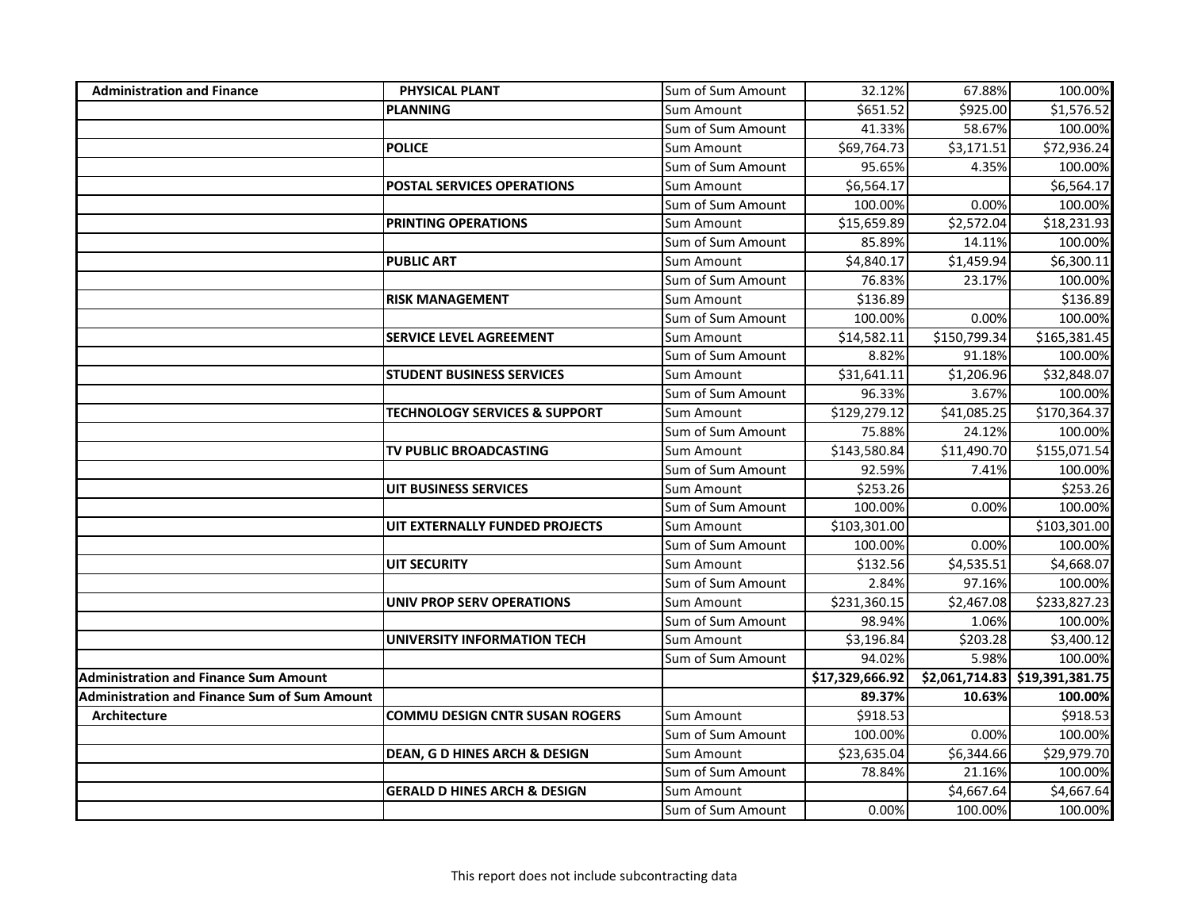| | | | | | |
|---|---|---|---|---|---|
| **Administration and Finance** | **PHYSICAL PLANT** | Sum of Sum Amount | 32.12% | 67.88% | 100.00% |
| | **PLANNING** | Sum Amount | $651.52 | $925.00 | $1,576.52 |
| | | Sum of Sum Amount | 41.33% | 58.67% | 100.00% |
| | **POLICE** | Sum Amount | $69,764.73 | $3,171.51 | $72,936.24 |
| | | Sum of Sum Amount | 95.65% | 4.35% | 100.00% |
| | **POSTAL SERVICES OPERATIONS** | Sum Amount | $6,564.17 | | $6,564.17 |
| | | Sum of Sum Amount | 100.00% | 0.00% | 100.00% |
| | **PRINTING OPERATIONS** | Sum Amount | $15,659.89 | $2,572.04 | $18,231.93 |
| | | Sum of Sum Amount | 85.89% | 14.11% | 100.00% |
| | **PUBLIC ART** | Sum Amount | $4,840.17 | $1,459.94 | $6,300.11 |
| | | Sum of Sum Amount | 76.83% | 23.17% | 100.00% |
| | **RISK MANAGEMENT** | Sum Amount | $136.89 | | $136.89 |
| | | Sum of Sum Amount | 100.00% | 0.00% | 100.00% |
| | **SERVICE LEVEL AGREEMENT** | Sum Amount | $14,582.11 | $150,799.34 | $165,381.45 |
| | | Sum of Sum Amount | 8.82% | 91.18% | 100.00% |
| | **STUDENT BUSINESS SERVICES** | Sum Amount | $31,641.11 | $1,206.96 | $32,848.07 |
| | | Sum of Sum Amount | 96.33% | 3.67% | 100.00% |
| | **TECHNOLOGY SERVICES & SUPPORT** | Sum Amount | $129,279.12 | $41,085.25 | $170,364.37 |
| | | Sum of Sum Amount | 75.88% | 24.12% | 100.00% |
| | **TV PUBLIC BROADCASTING** | Sum Amount | $143,580.84 | $11,490.70 | $155,071.54 |
| | | Sum of Sum Amount | 92.59% | 7.41% | 100.00% |
| | **UIT BUSINESS SERVICES** | Sum Amount | $253.26 | | $253.26 |
| | | Sum of Sum Amount | 100.00% | 0.00% | 100.00% |
| | **UIT EXTERNALLY FUNDED PROJECTS** | Sum Amount | $103,301.00 | | $103,301.00 |
| | | Sum of Sum Amount | 100.00% | 0.00% | 100.00% |
| | **UIT SECURITY** | Sum Amount | $132.56 | $4,535.51 | $4,668.07 |
| | | Sum of Sum Amount | 2.84% | 97.16% | 100.00% |
| | **UNIV PROP SERV OPERATIONS** | Sum Amount | $231,360.15 | $2,467.08 | $233,827.23 |
| | | Sum of Sum Amount | 98.94% | 1.06% | 100.00% |
| | **UNIVERSITY INFORMATION TECH** | Sum Amount | $3,196.84 | $203.28 | $3,400.12 |
| | | Sum of Sum Amount | 94.02% | 5.98% | 100.00% |
| **Administration and Finance Sum Amount** | | | **$17,329,666.92** | **$2,061,714.83** | **$19,391,381.75** |
| **Administration and Finance Sum of Sum Amount** | | | **89.37%** | **10.63%** | **100.00%** |
| **Architecture** | **COMMU DESIGN CNTR SUSAN ROGERS** | Sum Amount | $918.53 | | $918.53 |
| | | Sum of Sum Amount | 100.00% | 0.00% | 100.00% |
| | **DEAN, G D HINES ARCH & DESIGN** | Sum Amount | $23,635.04 | $6,344.66 | $29,979.70 |
| | | Sum of Sum Amount | 78.84% | 21.16% | 100.00% |
| | **GERALD D HINES ARCH & DESIGN** | Sum Amount | | $4,667.64 | $4,667.64 |
| | | Sum of Sum Amount | 0.00% | 100.00% | 100.00% |

This report does not include subcontracting data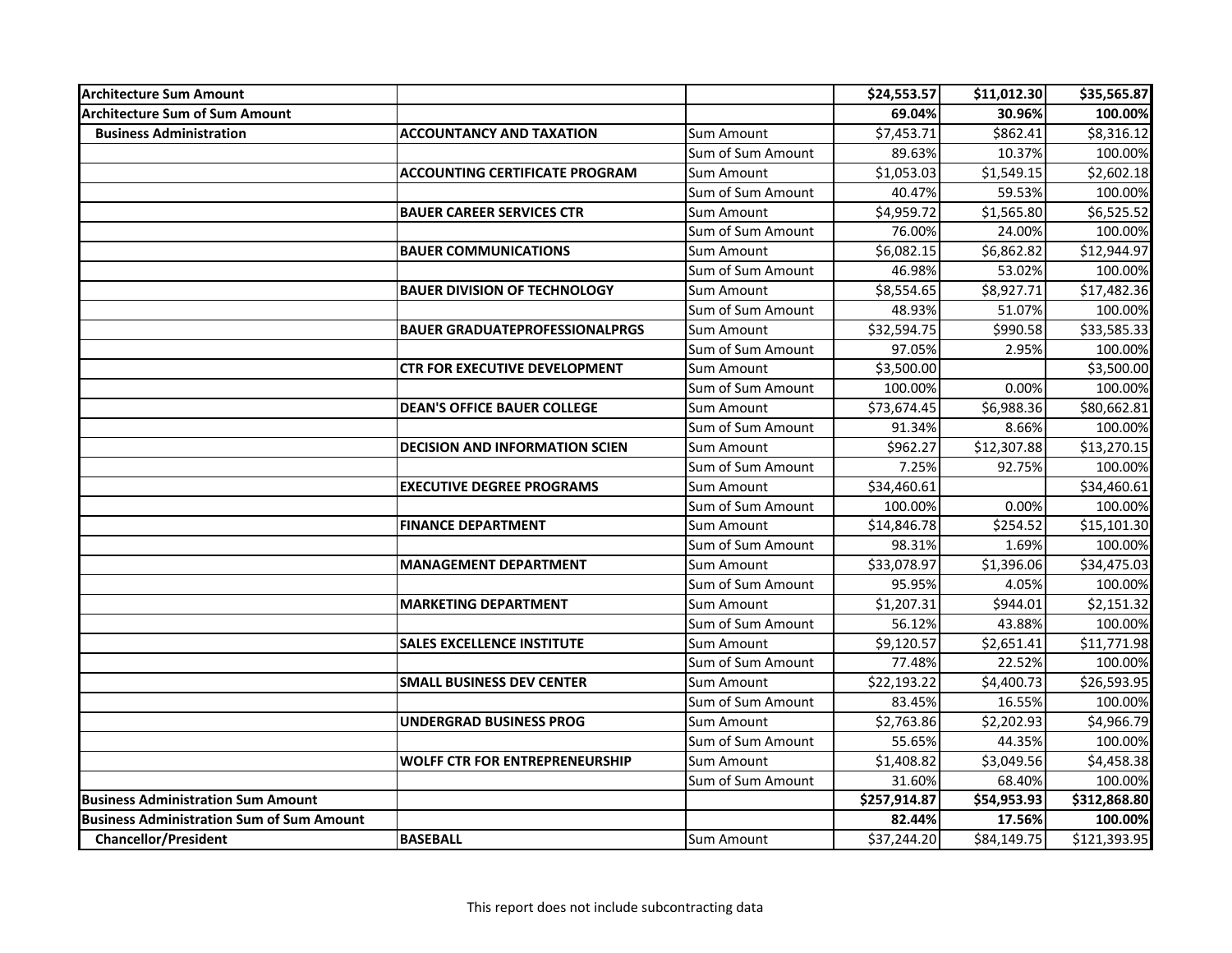| | | | | | |
|---|---|---|---|---|---|
| **Architecture Sum Amount** | | | **$24,553.57** | **$11,012.30** | **$35,565.87** |
| **Architecture Sum of Sum Amount** | | | **69.04%** | **30.96%** | **100.00%** |
| **Business Administration** | **ACCOUNTANCY AND TAXATION** | Sum Amount | $7,453.71 | $862.41 | $8,316.12 |
| | | Sum of Sum Amount | 89.63% | 10.37% | 100.00% |
| | **ACCOUNTING CERTIFICATE PROGRAM** | Sum Amount | $1,053.03 | $1,549.15 | $2,602.18 |
| | | Sum of Sum Amount | 40.47% | 59.53% | 100.00% |
| | **BAUER CAREER SERVICES CTR** | Sum Amount | $4,959.72 | $1,565.80 | $6,525.52 |
| | | Sum of Sum Amount | 76.00% | 24.00% | 100.00% |
| | **BAUER COMMUNICATIONS** | Sum Amount | $6,082.15 | $6,862.82 | $12,944.97 |
| | | Sum of Sum Amount | 46.98% | 53.02% | 100.00% |
| | **BAUER DIVISION OF TECHNOLOGY** | Sum Amount | $8,554.65 | $8,927.71 | $17,482.36 |
| | | Sum of Sum Amount | 48.93% | 51.07% | 100.00% |
| | **BAUER GRADUATEPROFESSIONALPRGS** | Sum Amount | $32,594.75 | $990.58 | $33,585.33 |
| | | Sum of Sum Amount | 97.05% | 2.95% | 100.00% |
| | **CTR FOR EXECUTIVE DEVELOPMENT** | Sum Amount | $3,500.00 | | $3,500.00 |
| | | Sum of Sum Amount | 100.00% | 0.00% | 100.00% |
| | **DEAN'S OFFICE BAUER COLLEGE** | Sum Amount | $73,674.45 | $6,988.36 | $80,662.81 |
| | | Sum of Sum Amount | 91.34% | 8.66% | 100.00% |
| | **DECISION AND INFORMATION SCIEN** | Sum Amount | $962.27 | $12,307.88 | $13,270.15 |
| | | Sum of Sum Amount | 7.25% | 92.75% | 100.00% |
| | **EXECUTIVE DEGREE PROGRAMS** | Sum Amount | $34,460.61 | | $34,460.61 |
| | | Sum of Sum Amount | 100.00% | 0.00% | 100.00% |
| | **FINANCE DEPARTMENT** | Sum Amount | $14,846.78 | $254.52 | $15,101.30 |
| | | Sum of Sum Amount | 98.31% | 1.69% | 100.00% |
| | **MANAGEMENT DEPARTMENT** | Sum Amount | $33,078.97 | $1,396.06 | $34,475.03 |
| | | Sum of Sum Amount | 95.95% | 4.05% | 100.00% |
| | **MARKETING DEPARTMENT** | Sum Amount | $1,207.31 | $944.01 | $2,151.32 |
| | | Sum of Sum Amount | 56.12% | 43.88% | 100.00% |
| | **SALES EXCELLENCE INSTITUTE** | Sum Amount | $9,120.57 | $2,651.41 | $11,771.98 |
| | | Sum of Sum Amount | 77.48% | 22.52% | 100.00% |
| | **SMALL BUSINESS DEV CENTER** | Sum Amount | $22,193.22 | $4,400.73 | $26,593.95 |
| | | Sum of Sum Amount | 83.45% | 16.55% | 100.00% |
| | **UNDERGRAD BUSINESS PROG** | Sum Amount | $2,763.86 | $2,202.93 | $4,966.79 |
| | | Sum of Sum Amount | 55.65% | 44.35% | 100.00% |
| | **WOLFF CTR FOR ENTREPRENEURSHIP** | Sum Amount | $1,408.82 | $3,049.56 | $4,458.38 |
| | | Sum of Sum Amount | 31.60% | 68.40% | 100.00% |
| **Business Administration Sum Amount** | | | **$257,914.87** | **$54,953.93** | **$312,868.80** |
| **Business Administration Sum of Sum Amount** | | | **82.44%** | **17.56%** | **100.00%** |
| **Chancellor/President** | **BASEBALL** | Sum Amount | $37,244.20 | $84,149.75 | $121,393.95 |

This report does not include subcontracting data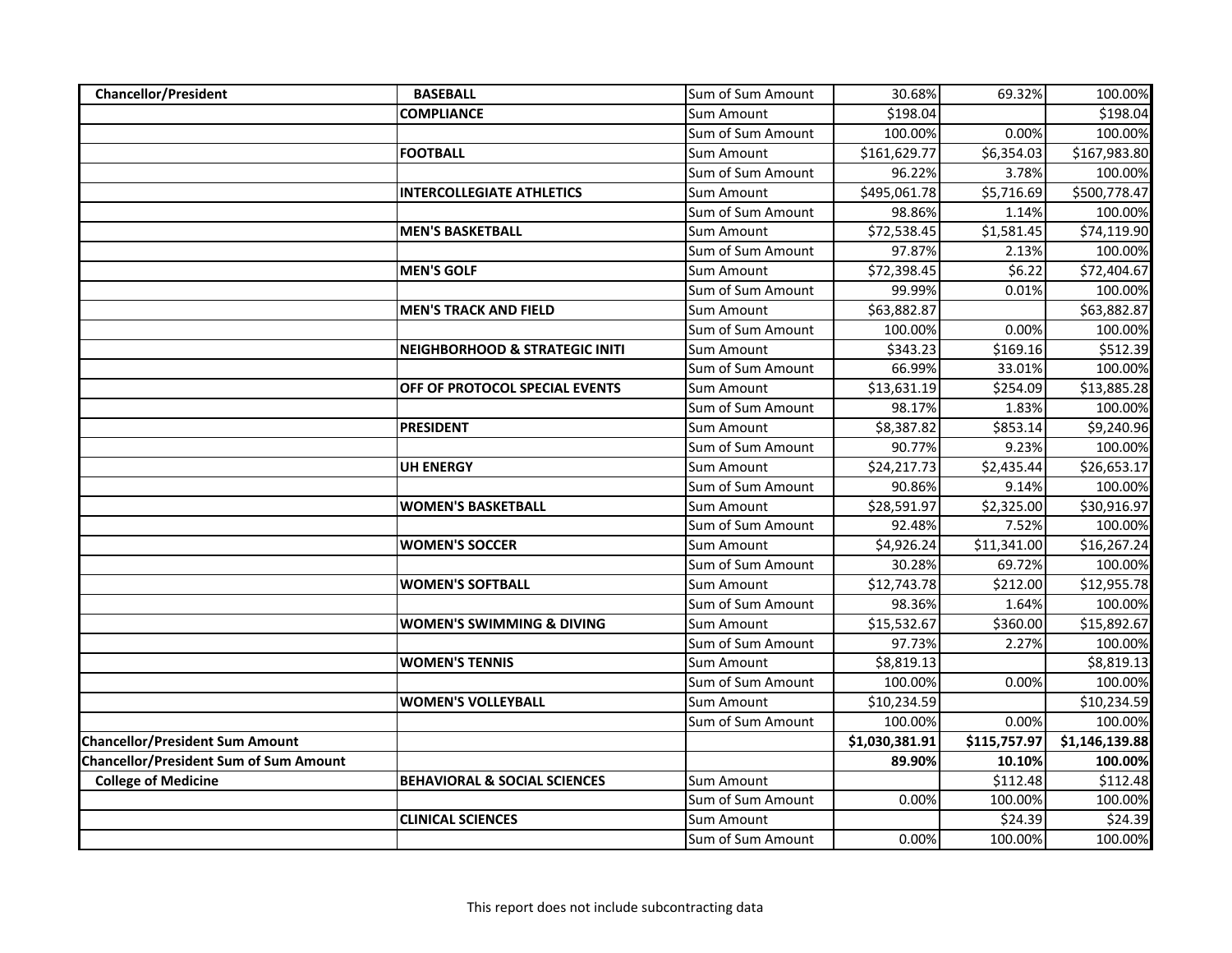| | | | | | |
|---|---|---|---|---|---|
| **Chancellor/President** | **BASEBALL** | Sum of Sum Amount | 30.68% | 69.32% | 100.00% |
| | **COMPLIANCE** | Sum Amount | $198.04 | | $198.04 |
| | | Sum of Sum Amount | 100.00% | 0.00% | 100.00% |
| | **FOOTBALL** | Sum Amount | $161,629.77 | $6,354.03 | $167,983.80 |
| | | Sum of Sum Amount | 96.22% | 3.78% | 100.00% |
| | **INTERCOLLEGIATE ATHLETICS** | Sum Amount | $495,061.78 | $5,716.69 | $500,778.47 |
| | | Sum of Sum Amount | 98.86% | 1.14% | 100.00% |
| | **MEN'S BASKETBALL** | Sum Amount | $72,538.45 | $1,581.45 | $74,119.90 |
| | | Sum of Sum Amount | 97.87% | 2.13% | 100.00% |
| | **MEN'S GOLF** | Sum Amount | $72,398.45 | $6.22 | $72,404.67 |
| | | Sum of Sum Amount | 99.99% | 0.01% | 100.00% |
| | **MEN'S TRACK AND FIELD** | Sum Amount | $63,882.87 | | $63,882.87 |
| | | Sum of Sum Amount | 100.00% | 0.00% | 100.00% |
| | **NEIGHBORHOOD & STRATEGIC INITI** | Sum Amount | $343.23 | $169.16 | $512.39 |
| | | Sum of Sum Amount | 66.99% | 33.01% | 100.00% |
| | **OFF OF PROTOCOL SPECIAL EVENTS** | Sum Amount | $13,631.19 | $254.09 | $13,885.28 |
| | | Sum of Sum Amount | 98.17% | 1.83% | 100.00% |
| | **PRESIDENT** | Sum Amount | $8,387.82 | $853.14 | $9,240.96 |
| | | Sum of Sum Amount | 90.77% | 9.23% | 100.00% |
| | **UH ENERGY** | Sum Amount | $24,217.73 | $2,435.44 | $26,653.17 |
| | | Sum of Sum Amount | 90.86% | 9.14% | 100.00% |
| | **WOMEN'S BASKETBALL** | Sum Amount | $28,591.97 | $2,325.00 | $30,916.97 |
| | | Sum of Sum Amount | 92.48% | 7.52% | 100.00% |
| | **WOMEN'S SOCCER** | Sum Amount | $4,926.24 | $11,341.00 | $16,267.24 |
| | | Sum of Sum Amount | 30.28% | 69.72% | 100.00% |
| | **WOMEN'S SOFTBALL** | Sum Amount | $12,743.78 | $212.00 | $12,955.78 |
| | | Sum of Sum Amount | 98.36% | 1.64% | 100.00% |
| | **WOMEN'S SWIMMING & DIVING** | Sum Amount | $15,532.67 | $360.00 | $15,892.67 |
| | | Sum of Sum Amount | 97.73% | 2.27% | 100.00% |
| | **WOMEN'S TENNIS** | Sum Amount | $8,819.13 | | $8,819.13 |
| | | Sum of Sum Amount | 100.00% | 0.00% | 100.00% |
| | **WOMEN'S VOLLEYBALL** | Sum Amount | $10,234.59 | | $10,234.59 |
| | | Sum of Sum Amount | 100.00% | 0.00% | 100.00% |
| **Chancellor/President Sum Amount** | | | **$1,030,381.91** | **$115,757.97** | **$1,146,139.88** |
| **Chancellor/President Sum of Sum Amount** | | | **89.90%** | **10.10%** | **100.00%** |
| **College of Medicine** | **BEHAVIORAL & SOCIAL SCIENCES** | Sum Amount | | $112.48 | $112.48 |
| | | Sum of Sum Amount | 0.00% | 100.00% | 100.00% |
| | **CLINICAL SCIENCES** | Sum Amount | | $24.39 | $24.39 |
| | | Sum of Sum Amount | 0.00% | 100.00% | 100.00% |

This report does not include subcontracting data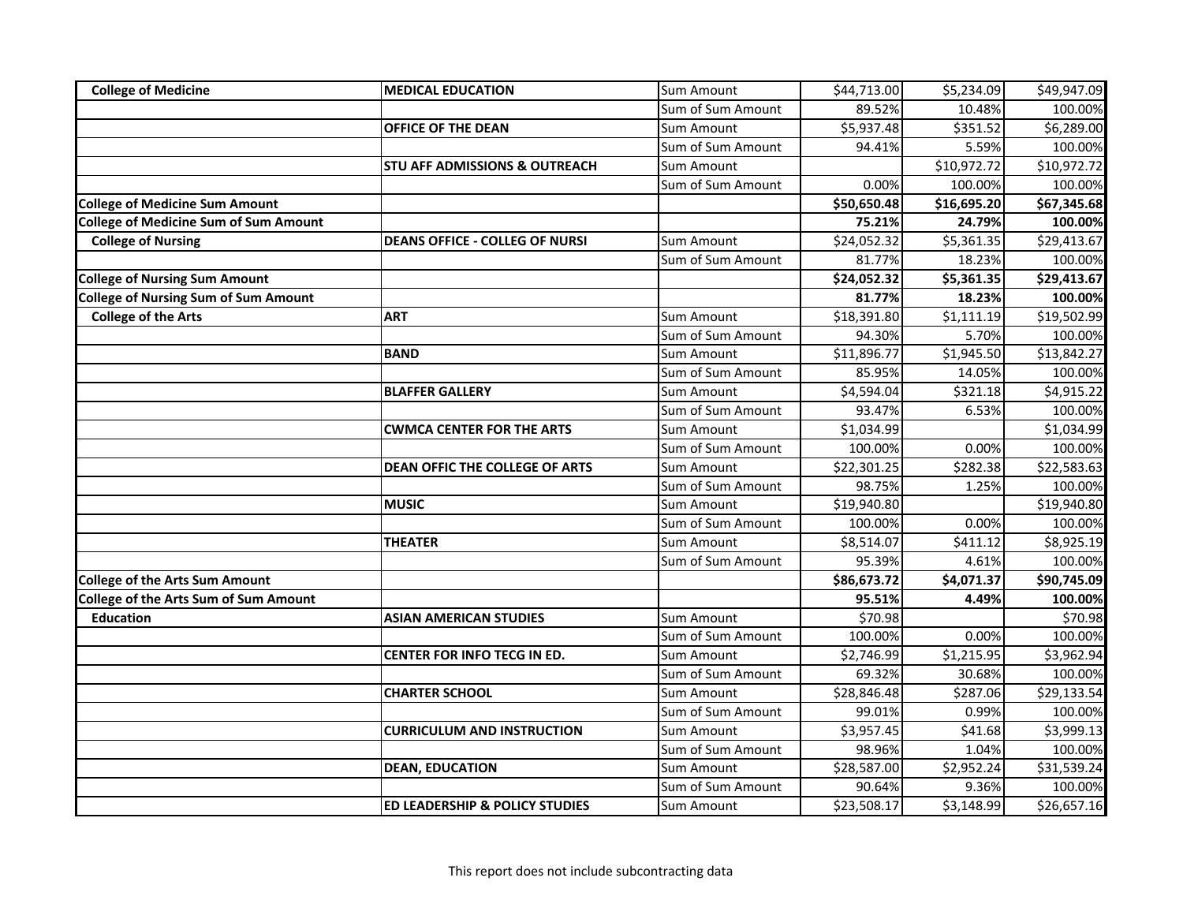| | | | | | |
|---|---|---|---|---|---|
| **College of Medicine** | **MEDICAL EDUCATION** | Sum Amount | $44,713.00 | $5,234.09 | $49,947.09 |
| | | Sum of Sum Amount | 89.52% | 10.48% | 100.00% |
| | **OFFICE OF THE DEAN** | Sum Amount | $5,937.48 | $351.52 | $6,289.00 |
| | | Sum of Sum Amount | 94.41% | 5.59% | 100.00% |
| | **STU AFF ADMISSIONS & OUTREACH** | Sum Amount | | $10,972.72 | $10,972.72 |
| | | Sum of Sum Amount | 0.00% | 100.00% | 100.00% |
| **College of Medicine Sum Amount** | | | **$50,650.48** | **$16,695.20** | **$67,345.68** |
| **College of Medicine Sum of Sum Amount** | | | **75.21%** | **24.79%** | **100.00%** |
| **College of Nursing** | **DEANS OFFICE - COLLEG OF NURSI** | Sum Amount | $24,052.32 | $5,361.35 | $29,413.67 |
| | | Sum of Sum Amount | 81.77% | 18.23% | 100.00% |
| **College of Nursing Sum Amount** | | | **$24,052.32** | **$5,361.35** | **$29,413.67** |
| **College of Nursing Sum of Sum Amount** | | | **81.77%** | **18.23%** | **100.00%** |
| **College of the Arts** | **ART** | Sum Amount | $18,391.80 | $1,111.19 | $19,502.99 |
| | | Sum of Sum Amount | 94.30% | 5.70% | 100.00% |
| | **BAND** | Sum Amount | $11,896.77 | $1,945.50 | $13,842.27 |
| | | Sum of Sum Amount | 85.95% | 14.05% | 100.00% |
| | **BLAFFER GALLERY** | Sum Amount | $4,594.04 | $321.18 | $4,915.22 |
| | | Sum of Sum Amount | 93.47% | 6.53% | 100.00% |
| | **CWMCA CENTER FOR THE ARTS** | Sum Amount | $1,034.99 | | $1,034.99 |
| | | Sum of Sum Amount | 100.00% | 0.00% | 100.00% |
| | **DEAN OFFIC THE COLLEGE OF ARTS** | Sum Amount | $22,301.25 | $282.38 | $22,583.63 |
| | | Sum of Sum Amount | 98.75% | 1.25% | 100.00% |
| | **MUSIC** | Sum Amount | $19,940.80 | | $19,940.80 |
| | | Sum of Sum Amount | 100.00% | 0.00% | 100.00% |
| | **THEATER** | Sum Amount | $8,514.07 | $411.12 | $8,925.19 |
| | | Sum of Sum Amount | 95.39% | 4.61% | 100.00% |
| **College of the Arts Sum Amount** | | | **$86,673.72** | **$4,071.37** | **$90,745.09** |
| **College of the Arts Sum of Sum Amount** | | | **95.51%** | **4.49%** | **100.00%** |
| **Education** | **ASIAN AMERICAN STUDIES** | Sum Amount | $70.98 | | $70.98 |
| | | Sum of Sum Amount | 100.00% | 0.00% | 100.00% |
| | **CENTER FOR INFO TECG IN ED.** | Sum Amount | $2,746.99 | $1,215.95 | $3,962.94 |
| | | Sum of Sum Amount | 69.32% | 30.68% | 100.00% |
| | **CHARTER SCHOOL** | Sum Amount | $28,846.48 | $287.06 | $29,133.54 |
| | | Sum of Sum Amount | 99.01% | 0.99% | 100.00% |
| | **CURRICULUM AND INSTRUCTION** | Sum Amount | $3,957.45 | $41.68 | $3,999.13 |
| | | Sum of Sum Amount | 98.96% | 1.04% | 100.00% |
| | **DEAN, EDUCATION** | Sum Amount | $28,587.00 | $2,952.24 | $31,539.24 |
| | | Sum of Sum Amount | 90.64% | 9.36% | 100.00% |
| | **ED LEADERSHIP & POLICY STUDIES** | Sum Amount | $23,508.17 | $3,148.99 | $26,657.16 |

This report does not include subcontracting data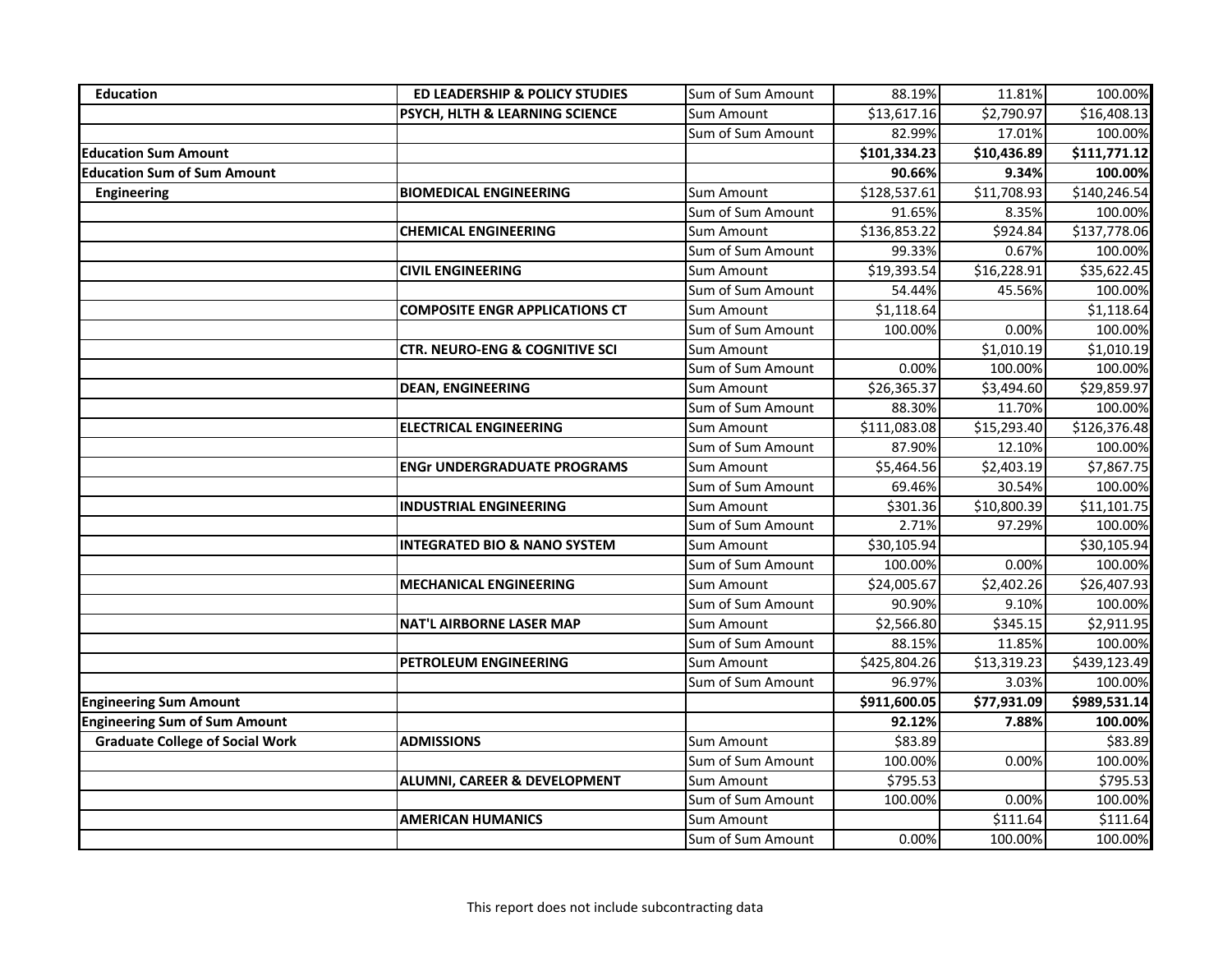| Education | ED LEADERSHIP & POLICY STUDIES | Sum of Sum Amount | 88.19% | 11.81% | 100.00% |
|---|---|---|---|---|---|
| | PSYCH, HLTH & LEARNING SCIENCE | Sum Amount | $13,617.16 | $2,790.97 | $16,408.13 |
| | | Sum of Sum Amount | 82.99% | 17.01% | 100.00% |
| **Education Sum Amount** | | | **$101,334.23** | **$10,436.89** | **$111,771.12** |
| **Education Sum of Sum Amount** | | | **90.66%** | **9.34%** | **100.00%** |
| **Engineering** | **BIOMEDICAL ENGINEERING** | Sum Amount | $128,537.61 | $11,708.93 | $140,246.54 |
| | | Sum of Sum Amount | 91.65% | 8.35% | 100.00% |
| | **CHEMICAL ENGINEERING** | Sum Amount | $136,853.22 | $924.84 | $137,778.06 |
| | | Sum of Sum Amount | 99.33% | 0.67% | 100.00% |
| | **CIVIL ENGINEERING** | Sum Amount | $19,393.54 | $16,228.91 | $35,622.45 |
| | | Sum of Sum Amount | 54.44% | 45.56% | 100.00% |
| | **COMPOSITE ENGR APPLICATIONS CT** | Sum Amount | $1,118.64 | | $1,118.64 |
| | | Sum of Sum Amount | 100.00% | 0.00% | 100.00% |
| | **CTR. NEURO-ENG & COGNITIVE SCI** | Sum Amount | | $1,010.19 | $1,010.19 |
| | | Sum of Sum Amount | 0.00% | 100.00% | 100.00% |
| | **DEAN, ENGINEERING** | Sum Amount | $26,365.37 | $3,494.60 | $29,859.97 |
| | | Sum of Sum Amount | 88.30% | 11.70% | 100.00% |
| | **ELECTRICAL ENGINEERING** | Sum Amount | $111,083.08 | $15,293.40 | $126,376.48 |
| | | Sum of Sum Amount | 87.90% | 12.10% | 100.00% |
| | **ENGr UNDERGRADUATE PROGRAMS** | Sum Amount | $5,464.56 | $2,403.19 | $7,867.75 |
| | | Sum of Sum Amount | 69.46% | 30.54% | 100.00% |
| | **INDUSTRIAL ENGINEERING** | Sum Amount | $301.36 | $10,800.39 | $11,101.75 |
| | | Sum of Sum Amount | 2.71% | 97.29% | 100.00% |
| | **INTEGRATED BIO & NANO SYSTEM** | Sum Amount | $30,105.94 | | $30,105.94 |
| | | Sum of Sum Amount | 100.00% | 0.00% | 100.00% |
| | **MECHANICAL ENGINEERING** | Sum Amount | $24,005.67 | $2,402.26 | $26,407.93 |
| | | Sum of Sum Amount | 90.90% | 9.10% | 100.00% |
| | **NAT'L AIRBORNE LASER MAP** | Sum Amount | $2,566.80 | $345.15 | $2,911.95 |
| | | Sum of Sum Amount | 88.15% | 11.85% | 100.00% |
| | **PETROLEUM ENGINEERING** | Sum Amount | $425,804.26 | $13,319.23 | $439,123.49 |
| | | Sum of Sum Amount | 96.97% | 3.03% | 100.00% |
| **Engineering Sum Amount** | | | **$911,600.05** | **$77,931.09** | **$989,531.14** |
| **Engineering Sum of Sum Amount** | | | **92.12%** | **7.88%** | **100.00%** |
| **Graduate College of Social Work** | **ADMISSIONS** | Sum Amount | $83.89 | | $83.89 |
| | | Sum of Sum Amount | 100.00% | 0.00% | 100.00% |
| | **ALUMNI, CAREER & DEVELOPMENT** | Sum Amount | $795.53 | | $795.53 |
| | | Sum of Sum Amount | 100.00% | 0.00% | 100.00% |
| | **AMERICAN HUMANICS** | Sum Amount | | $111.64 | $111.64 |
| | | Sum of Sum Amount | 0.00% | 100.00% | 100.00% |

This report does not include subcontracting data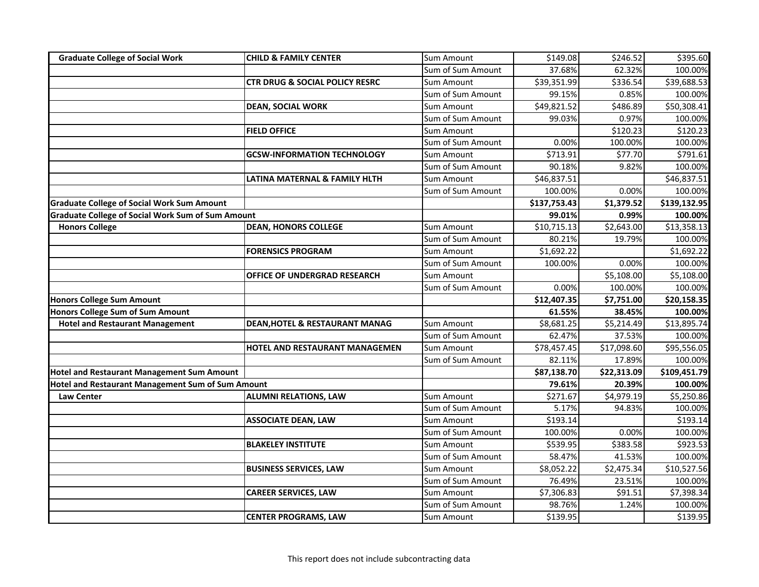| | | | | | |
|---|---|---|---|---|---|
| **Graduate College of Social Work** | **CHILD & FAMILY CENTER** | Sum Amount | $149.08 | $246.52 | $395.60 |
| | | Sum of Sum Amount | 37.68% | 62.32% | 100.00% |
| | **CTR DRUG & SOCIAL POLICY RESRC** | Sum Amount | $39,351.99 | $336.54 | $39,688.53 |
| | | Sum of Sum Amount | 99.15% | 0.85% | 100.00% |
| | **DEAN, SOCIAL WORK** | Sum Amount | $49,821.52 | $486.89 | $50,308.41 |
| | | Sum of Sum Amount | 99.03% | 0.97% | 100.00% |
| | **FIELD OFFICE** | Sum Amount | | $120.23 | $120.23 |
| | | Sum of Sum Amount | 0.00% | 100.00% | 100.00% |
| | **GCSW-INFORMATION TECHNOLOGY** | Sum Amount | $713.91 | $77.70 | $791.61 |
| | | Sum of Sum Amount | 90.18% | 9.82% | 100.00% |
| | **LATINA MATERNAL & FAMILY HLTH** | Sum Amount | $46,837.51 | | $46,837.51 |
| | | Sum of Sum Amount | 100.00% | 0.00% | 100.00% |
| **Graduate College of Social Work Sum Amount** | | | **$137,753.43** | **$1,379.52** | **$139,132.95** |
| **Graduate College of Social Work Sum of Sum Amount** | | | **99.01%** | **0.99%** | **100.00%** |
| **Honors College** | **DEAN, HONORS COLLEGE** | Sum Amount | $10,715.13 | $2,643.00 | $13,358.13 |
| | | Sum of Sum Amount | 80.21% | 19.79% | 100.00% |
| | **FORENSICS PROGRAM** | Sum Amount | $1,692.22 | | $1,692.22 |
| | | Sum of Sum Amount | 100.00% | 0.00% | 100.00% |
| | **OFFICE OF UNDERGRAD RESEARCH** | Sum Amount | | $5,108.00 | $5,108.00 |
| | | Sum of Sum Amount | 0.00% | 100.00% | 100.00% |
| **Honors College Sum Amount** | | | **$12,407.35** | **$7,751.00** | **$20,158.35** |
| **Honors College Sum of Sum Amount** | | | **61.55%** | **38.45%** | **100.00%** |
| **Hotel and Restaurant Management** | **DEAN,HOTEL & RESTAURANT MANAG** | Sum Amount | $8,681.25 | $5,214.49 | $13,895.74 |
| | | Sum of Sum Amount | 62.47% | 37.53% | 100.00% |
| | **HOTEL AND RESTAURANT MANAGEMEN** | Sum Amount | $78,457.45 | $17,098.60 | $95,556.05 |
| | | Sum of Sum Amount | 82.11% | 17.89% | 100.00% |
| **Hotel and Restaurant Management Sum Amount** | | | **$87,138.70** | **$22,313.09** | **$109,451.79** |
| **Hotel and Restaurant Management Sum of Sum Amount** | | | **79.61%** | **20.39%** | **100.00%** |
| **Law Center** | **ALUMNI RELATIONS, LAW** | Sum Amount | $271.67 | $4,979.19 | $5,250.86 |
| | | Sum of Sum Amount | 5.17% | 94.83% | 100.00% |
| | **ASSOCIATE DEAN, LAW** | Sum Amount | $193.14 | | $193.14 |
| | | Sum of Sum Amount | 100.00% | 0.00% | 100.00% |
| | **BLAKELEY INSTITUTE** | Sum Amount | $539.95 | $383.58 | $923.53 |
| | | Sum of Sum Amount | 58.47% | 41.53% | 100.00% |
| | **BUSINESS SERVICES, LAW** | Sum Amount | $8,052.22 | $2,475.34 | $10,527.56 |
| | | Sum of Sum Amount | 76.49% | 23.51% | 100.00% |
| | **CAREER SERVICES, LAW** | Sum Amount | $7,306.83 | $91.51 | $7,398.34 |
| | | Sum of Sum Amount | 98.76% | 1.24% | 100.00% |
| | **CENTER PROGRAMS, LAW** | Sum Amount | $139.95 | | $139.95 |

This report does not include subcontracting data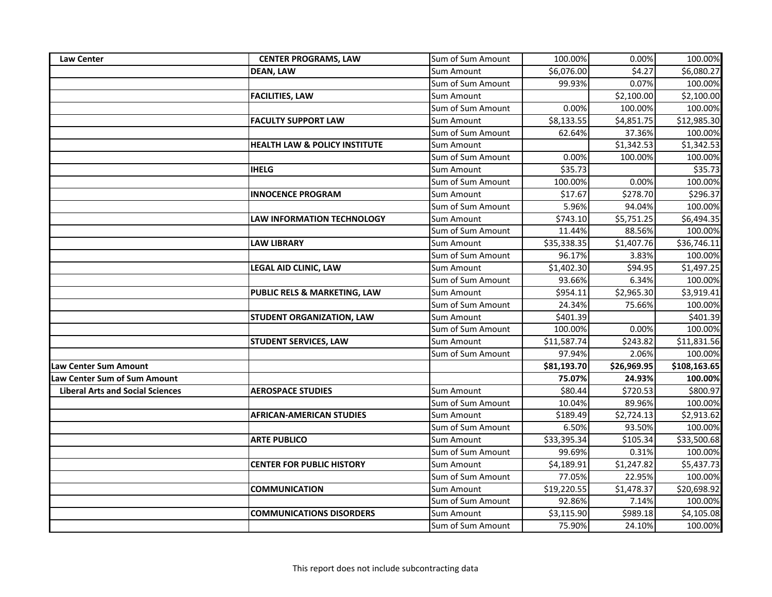| | | | | | |
|---|---|---|---|---|---|
| **Law Center** | **CENTER PROGRAMS, LAW** | Sum of Sum Amount | 100.00% | 0.00% | 100.00% |
| | **DEAN, LAW** | Sum Amount | $6,076.00 | $4.27 | $6,080.27 |
| | | Sum of Sum Amount | 99.93% | 0.07% | 100.00% |
| | **FACILITIES, LAW** | Sum Amount | | $2,100.00 | $2,100.00 |
| | | Sum of Sum Amount | 0.00% | 100.00% | 100.00% |
| | **FACULTY SUPPORT LAW** | Sum Amount | $8,133.55 | $4,851.75 | $12,985.30 |
| | | Sum of Sum Amount | 62.64% | 37.36% | 100.00% |
| | **HEALTH LAW & POLICY INSTITUTE** | Sum Amount | | $1,342.53 | $1,342.53 |
| | | Sum of Sum Amount | 0.00% | 100.00% | 100.00% |
| | **IHELG** | Sum Amount | $35.73 | | $35.73 |
| | | Sum of Sum Amount | 100.00% | 0.00% | 100.00% |
| | **INNOCENCE PROGRAM** | Sum Amount | $17.67 | $278.70 | $296.37 |
| | | Sum of Sum Amount | 5.96% | 94.04% | 100.00% |
| | **LAW INFORMATION TECHNOLOGY** | Sum Amount | $743.10 | $5,751.25 | $6,494.35 |
| | | Sum of Sum Amount | 11.44% | 88.56% | 100.00% |
| | **LAW LIBRARY** | Sum Amount | $35,338.35 | $1,407.76 | $36,746.11 |
| | | Sum of Sum Amount | 96.17% | 3.83% | 100.00% |
| | **LEGAL AID CLINIC, LAW** | Sum Amount | $1,402.30 | $94.95 | $1,497.25 |
| | | Sum of Sum Amount | 93.66% | 6.34% | 100.00% |
| | **PUBLIC RELS & MARKETING, LAW** | Sum Amount | $954.11 | $2,965.30 | $3,919.41 |
| | | Sum of Sum Amount | 24.34% | 75.66% | 100.00% |
| | **STUDENT ORGANIZATION, LAW** | Sum Amount | $401.39 | | $401.39 |
| | | Sum of Sum Amount | 100.00% | 0.00% | 100.00% |
| | **STUDENT SERVICES, LAW** | Sum Amount | $11,587.74 | $243.82 | $11,831.56 |
| | | Sum of Sum Amount | 97.94% | 2.06% | 100.00% |
| **Law Center Sum Amount** | | | **$81,193.70** | **$26,969.95** | **$108,163.65** |
| **Law Center Sum of Sum Amount** | | | **75.07%** | **24.93%** | **100.00%** |
| **Liberal Arts and Social Sciences** | **AEROSPACE STUDIES** | Sum Amount | $80.44 | $720.53 | $800.97 |
| | | Sum of Sum Amount | 10.04% | 89.96% | 100.00% |
| | **AFRICAN-AMERICAN STUDIES** | Sum Amount | $189.49 | $2,724.13 | $2,913.62 |
| | | Sum of Sum Amount | 6.50% | 93.50% | 100.00% |
| | **ARTE PUBLICO** | Sum Amount | $33,395.34 | $105.34 | $33,500.68 |
| | | Sum of Sum Amount | 99.69% | 0.31% | 100.00% |
| | **CENTER FOR PUBLIC HISTORY** | Sum Amount | $4,189.91 | $1,247.82 | $5,437.73 |
| | | Sum of Sum Amount | 77.05% | 22.95% | 100.00% |
| | **COMMUNICATION** | Sum Amount | $19,220.55 | $1,478.37 | $20,698.92 |
| | | Sum of Sum Amount | 92.86% | 7.14% | 100.00% |
| | **COMMUNICATIONS DISORDERS** | Sum Amount | $3,115.90 | $989.18 | $4,105.08 |
| | | Sum of Sum Amount | 75.90% | 24.10% | 100.00% |

This report does not include subcontracting data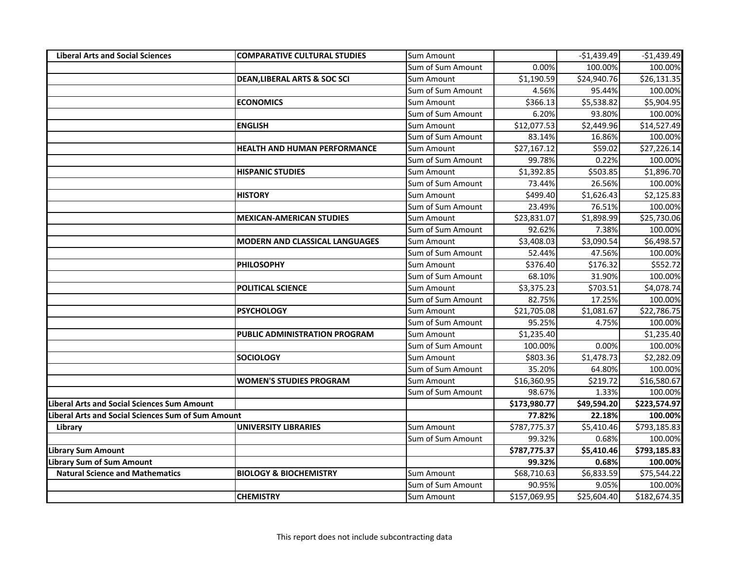| | | | | | |
|---|---|---|---|---|---|
| **Liberal Arts and Social Sciences** | **COMPARATIVE CULTURAL STUDIES** | Sum Amount | | -$1,439.49 | -$1,439.49 |
| | | Sum of Sum Amount | 0.00% | 100.00% | 100.00% |
| | **DEAN,LIBERAL ARTS & SOC SCI** | Sum Amount | $1,190.59 | $24,940.76 | $26,131.35 |
| | | Sum of Sum Amount | 4.56% | 95.44% | 100.00% |
| | **ECONOMICS** | Sum Amount | $366.13 | $5,538.82 | $5,904.95 |
| | | Sum of Sum Amount | 6.20% | 93.80% | 100.00% |
| | **ENGLISH** | Sum Amount | $12,077.53 | $2,449.96 | $14,527.49 |
| | | Sum of Sum Amount | 83.14% | 16.86% | 100.00% |
| | **HEALTH AND HUMAN PERFORMANCE** | Sum Amount | $27,167.12 | $59.02 | $27,226.14 |
| | | Sum of Sum Amount | 99.78% | 0.22% | 100.00% |
| | **HISPANIC STUDIES** | Sum Amount | $1,392.85 | $503.85 | $1,896.70 |
| | | Sum of Sum Amount | 73.44% | 26.56% | 100.00% |
| | **HISTORY** | Sum Amount | $499.40 | $1,626.43 | $2,125.83 |
| | | Sum of Sum Amount | 23.49% | 76.51% | 100.00% |
| | **MEXICAN-AMERICAN STUDIES** | Sum Amount | $23,831.07 | $1,898.99 | $25,730.06 |
| | | Sum of Sum Amount | 92.62% | 7.38% | 100.00% |
| | **MODERN AND CLASSICAL LANGUAGES** | Sum Amount | $3,408.03 | $3,090.54 | $6,498.57 |
| | | Sum of Sum Amount | 52.44% | 47.56% | 100.00% |
| | **PHILOSOPHY** | Sum Amount | $376.40 | $176.32 | $552.72 |
| | | Sum of Sum Amount | 68.10% | 31.90% | 100.00% |
| | **POLITICAL SCIENCE** | Sum Amount | $3,375.23 | $703.51 | $4,078.74 |
| | | Sum of Sum Amount | 82.75% | 17.25% | 100.00% |
| | **PSYCHOLOGY** | Sum Amount | $21,705.08 | $1,081.67 | $22,786.75 |
| | | Sum of Sum Amount | 95.25% | 4.75% | 100.00% |
| | **PUBLIC ADMINISTRATION PROGRAM** | Sum Amount | $1,235.40 | | $1,235.40 |
| | | Sum of Sum Amount | 100.00% | 0.00% | 100.00% |
| | **SOCIOLOGY** | Sum Amount | $803.36 | $1,478.73 | $2,282.09 |
| | | Sum of Sum Amount | 35.20% | 64.80% | 100.00% |
| | **WOMEN'S STUDIES PROGRAM** | Sum Amount | $16,360.95 | $219.72 | $16,580.67 |
| | | Sum of Sum Amount | 98.67% | 1.33% | 100.00% |
| **Liberal Arts and Social Sciences Sum Amount** | | | **$173,980.77** | **$49,594.20** | **$223,574.97** |
| **Liberal Arts and Social Sciences Sum of Sum Amount** | | | **77.82%** | **22.18%** | **100.00%** |
| **Library** | **UNIVERSITY LIBRARIES** | Sum Amount | $787,775.37 | $5,410.46 | $793,185.83 |
| | | Sum of Sum Amount | 99.32% | 0.68% | 100.00% |
| **Library Sum Amount** | | | **$787,775.37** | **$5,410.46** | **$793,185.83** |
| **Library Sum of Sum Amount** | | | **99.32%** | **0.68%** | **100.00%** |
| **Natural Science and Mathematics** | **BIOLOGY & BIOCHEMISTRY** | Sum Amount | $68,710.63 | $6,833.59 | $75,544.22 |
| | | Sum of Sum Amount | 90.95% | 9.05% | 100.00% |
| | **CHEMISTRY** | Sum Amount | $157,069.95 | $25,604.40 | $182,674.35 |

This report does not include subcontracting data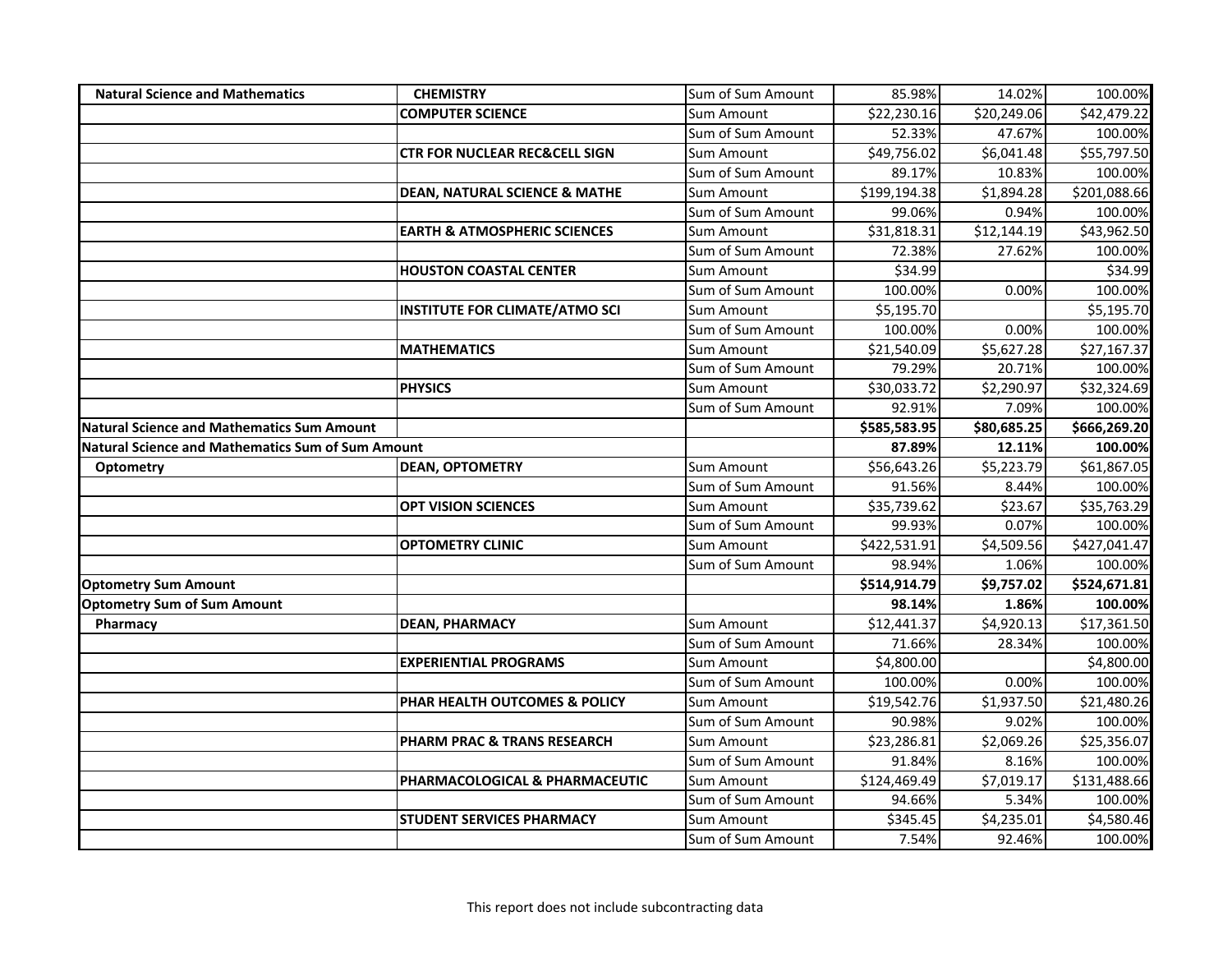| Natural Science and Mathematics | CHEMISTRY | Sum of Sum Amount | 85.98% | 14.02% | 100.00% |
|---|---|---|---|---|---|
| | COMPUTER SCIENCE | Sum Amount | $22,230.16 | $20,249.06 | $42,479.22 |
| | | Sum of Sum Amount | 52.33% | 47.67% | 100.00% |
| | CTR FOR NUCLEAR REC&CELL SIGN | Sum Amount | $49,756.02 | $6,041.48 | $55,797.50 |
| | | Sum of Sum Amount | 89.17% | 10.83% | 100.00% |
| | DEAN, NATURAL SCIENCE & MATHE | Sum Amount | $199,194.38 | $1,894.28 | $201,088.66 |
| | | Sum of Sum Amount | 99.06% | 0.94% | 100.00% |
| | EARTH & ATMOSPHERIC SCIENCES | Sum Amount | $31,818.31 | $12,144.19 | $43,962.50 |
| | | Sum of Sum Amount | 72.38% | 27.62% | 100.00% |
| | HOUSTON COASTAL CENTER | Sum Amount | $34.99 | | $34.99 |
| | | Sum of Sum Amount | 100.00% | 0.00% | 100.00% |
| | INSTITUTE FOR CLIMATE/ATMO SCI | Sum Amount | $5,195.70 | | $5,195.70 |
| | | Sum of Sum Amount | 100.00% | 0.00% | 100.00% |
| | MATHEMATICS | Sum Amount | $21,540.09 | $5,627.28 | $27,167.37 |
| | | Sum of Sum Amount | 79.29% | 20.71% | 100.00% |
| | PHYSICS | Sum Amount | $30,033.72 | $2,290.97 | $32,324.69 |
| | | Sum of Sum Amount | 92.91% | 7.09% | 100.00% |
| **Natural Science and Mathematics Sum Amount** | | | **$585,583.95** | **$80,685.25** | **$666,269.20** |
| **Natural Science and Mathematics Sum of Sum Amount** | | | **87.89%** | **12.11%** | **100.00%** |
| Optometry | DEAN, OPTOMETRY | Sum Amount | $56,643.26 | $5,223.79 | $61,867.05 |
| | | Sum of Sum Amount | 91.56% | 8.44% | 100.00% |
| | OPT VISION SCIENCES | Sum Amount | $35,739.62 | $23.67 | $35,763.29 |
| | | Sum of Sum Amount | 99.93% | 0.07% | 100.00% |
| | OPTOMETRY CLINIC | Sum Amount | $422,531.91 | $4,509.56 | $427,041.47 |
| | | Sum of Sum Amount | 98.94% | 1.06% | 100.00% |
| **Optometry Sum Amount** | | | **$514,914.79** | **$9,757.02** | **$524,671.81** |
| **Optometry Sum of Sum Amount** | | | **98.14%** | **1.86%** | **100.00%** |
| Pharmacy | DEAN, PHARMACY | Sum Amount | $12,441.37 | $4,920.13 | $17,361.50 |
| | | Sum of Sum Amount | 71.66% | 28.34% | 100.00% |
| | EXPERIENTIAL PROGRAMS | Sum Amount | $4,800.00 | | $4,800.00 |
| | | Sum of Sum Amount | 100.00% | 0.00% | 100.00% |
| | PHAR HEALTH OUTCOMES & POLICY | Sum Amount | $19,542.76 | $1,937.50 | $21,480.26 |
| | | Sum of Sum Amount | 90.98% | 9.02% | 100.00% |
| | PHARM PRAC & TRANS RESEARCH | Sum Amount | $23,286.81 | $2,069.26 | $25,356.07 |
| | | Sum of Sum Amount | 91.84% | 8.16% | 100.00% |
| | PHARMACOLOGICAL & PHARMACEUTIC | Sum Amount | $124,469.49 | $7,019.17 | $131,488.66 |
| | | Sum of Sum Amount | 94.66% | 5.34% | 100.00% |
| | STUDENT SERVICES PHARMACY | Sum Amount | $345.45 | $4,235.01 | $4,580.46 |
| | | Sum of Sum Amount | 7.54% | 92.46% | 100.00% |

This report does not include subcontracting data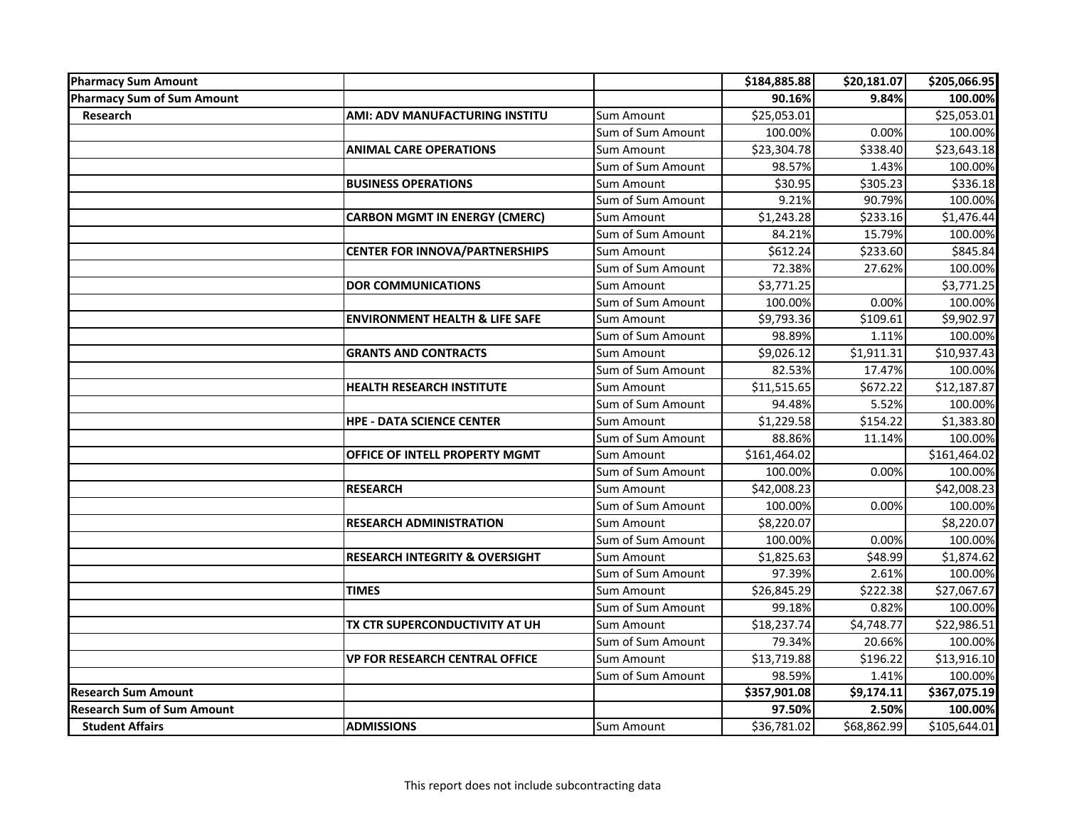| | | | | | |
|---|---|---|---|---|---|
| **Pharmacy Sum Amount** | | | **$184,885.88** | **$20,181.07** | **$205,066.95** |
| **Pharmacy Sum of Sum Amount** | | | **90.16%** | **9.84%** | **100.00%** |
| **Research** | **AMI: ADV MANUFACTURING INSTITU** | Sum Amount | $25,053.01 | | $25,053.01 |
| | | Sum of Sum Amount | 100.00% | 0.00% | 100.00% |
| | **ANIMAL CARE OPERATIONS** | Sum Amount | $23,304.78 | $338.40 | $23,643.18 |
| | | Sum of Sum Amount | 98.57% | 1.43% | 100.00% |
| | **BUSINESS OPERATIONS** | Sum Amount | $30.95 | $305.23 | $336.18 |
| | | Sum of Sum Amount | 9.21% | 90.79% | 100.00% |
| | **CARBON MGMT IN ENERGY (CMERC)** | Sum Amount | $1,243.28 | $233.16 | $1,476.44 |
| | | Sum of Sum Amount | 84.21% | 15.79% | 100.00% |
| | **CENTER FOR INNOVA/PARTNERSHIPS** | Sum Amount | $612.24 | $233.60 | $845.84 |
| | | Sum of Sum Amount | 72.38% | 27.62% | 100.00% |
| | **DOR COMMUNICATIONS** | Sum Amount | $3,771.25 | | $3,771.25 |
| | | Sum of Sum Amount | 100.00% | 0.00% | 100.00% |
| | **ENVIRONMENT HEALTH & LIFE SAFE** | Sum Amount | $9,793.36 | $109.61 | $9,902.97 |
| | | Sum of Sum Amount | 98.89% | 1.11% | 100.00% |
| | **GRANTS AND CONTRACTS** | Sum Amount | $9,026.12 | $1,911.31 | $10,937.43 |
| | | Sum of Sum Amount | 82.53% | 17.47% | 100.00% |
| | **HEALTH RESEARCH INSTITUTE** | Sum Amount | $11,515.65 | $672.22 | $12,187.87 |
| | | Sum of Sum Amount | 94.48% | 5.52% | 100.00% |
| | **HPE - DATA SCIENCE CENTER** | Sum Amount | $1,229.58 | $154.22 | $1,383.80 |
| | | Sum of Sum Amount | 88.86% | 11.14% | 100.00% |
| | **OFFICE OF INTELL PROPERTY MGMT** | Sum Amount | $161,464.02 | | $161,464.02 |
| | | Sum of Sum Amount | 100.00% | 0.00% | 100.00% |
| | **RESEARCH** | Sum Amount | $42,008.23 | | $42,008.23 |
| | | Sum of Sum Amount | 100.00% | 0.00% | 100.00% |
| | **RESEARCH ADMINISTRATION** | Sum Amount | $8,220.07 | | $8,220.07 |
| | | Sum of Sum Amount | 100.00% | 0.00% | 100.00% |
| | **RESEARCH INTEGRITY & OVERSIGHT** | Sum Amount | $1,825.63 | $48.99 | $1,874.62 |
| | | Sum of Sum Amount | 97.39% | 2.61% | 100.00% |
| | **TIMES** | Sum Amount | $26,845.29 | $222.38 | $27,067.67 |
| | | Sum of Sum Amount | 99.18% | 0.82% | 100.00% |
| | **TX CTR SUPERCONDUCTIVITY AT UH** | Sum Amount | $18,237.74 | $4,748.77 | $22,986.51 |
| | | Sum of Sum Amount | 79.34% | 20.66% | 100.00% |
| | **VP FOR RESEARCH CENTRAL OFFICE** | Sum Amount | $13,719.88 | $196.22 | $13,916.10 |
| | | Sum of Sum Amount | 98.59% | 1.41% | 100.00% |
| **Research Sum Amount** | | | **$357,901.08** | **$9,174.11** | **$367,075.19** |
| **Research Sum of Sum Amount** | | | **97.50%** | **2.50%** | **100.00%** |
| **Student Affairs** | **ADMISSIONS** | Sum Amount | $36,781.02 | $68,862.99 | $105,644.01 |

This report does not include subcontracting data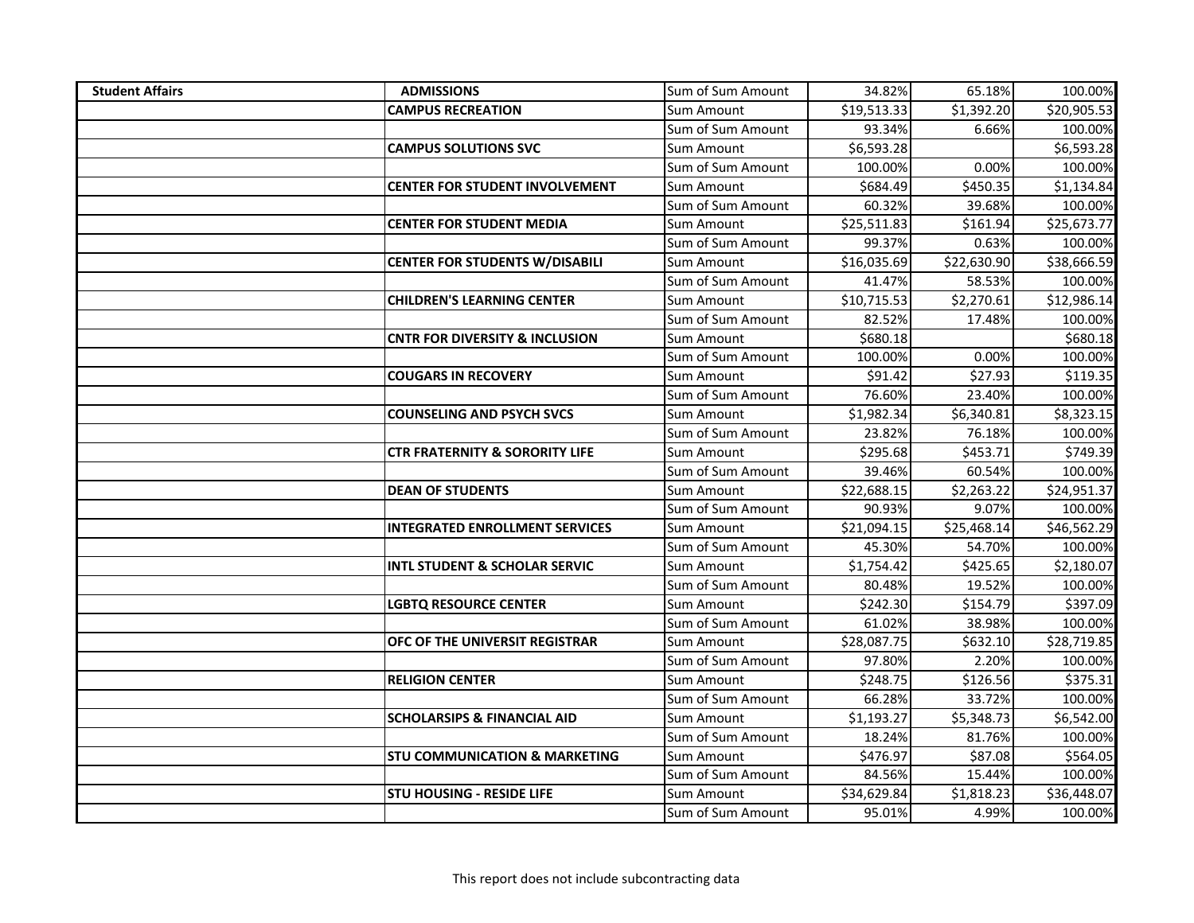| Student Affairs | ADMISSIONS | Sum of Sum Amount | 34.82% | 65.18% | 100.00% |
|---|---|---|---|---|---|
| | CAMPUS RECREATION | Sum Amount | $19,513.33 | $1,392.20 | $20,905.53 |
| | | Sum of Sum Amount | 93.34% | 6.66% | 100.00% |
| | CAMPUS SOLUTIONS SVC | Sum Amount | $6,593.28 | | $6,593.28 |
| | | Sum of Sum Amount | 100.00% | 0.00% | 100.00% |
| | CENTER FOR STUDENT INVOLVEMENT | Sum Amount | $684.49 | $450.35 | $1,134.84 |
| | | Sum of Sum Amount | 60.32% | 39.68% | 100.00% |
| | CENTER FOR STUDENT MEDIA | Sum Amount | $25,511.83 | $161.94 | $25,673.77 |
| | | Sum of Sum Amount | 99.37% | 0.63% | 100.00% |
| | CENTER FOR STUDENTS W/DISABILI | Sum Amount | $16,035.69 | $22,630.90 | $38,666.59 |
| | | Sum of Sum Amount | 41.47% | 58.53% | 100.00% |
| | CHILDREN'S LEARNING CENTER | Sum Amount | $10,715.53 | $2,270.61 | $12,986.14 |
| | | Sum of Sum Amount | 82.52% | 17.48% | 100.00% |
| | CNTR FOR DIVERSITY & INCLUSION | Sum Amount | $680.18 | | $680.18 |
| | | Sum of Sum Amount | 100.00% | 0.00% | 100.00% |
| | COUGARS IN RECOVERY | Sum Amount | $91.42 | $27.93 | $119.35 |
| | | Sum of Sum Amount | 76.60% | 23.40% | 100.00% |
| | COUNSELING AND PSYCH SVCS | Sum Amount | $1,982.34 | $6,340.81 | $8,323.15 |
| | | Sum of Sum Amount | 23.82% | 76.18% | 100.00% |
| | CTR FRATERNITY & SORORITY LIFE | Sum Amount | $295.68 | $453.71 | $749.39 |
| | | Sum of Sum Amount | 39.46% | 60.54% | 100.00% |
| | DEAN OF STUDENTS | Sum Amount | $22,688.15 | $2,263.22 | $24,951.37 |
| | | Sum of Sum Amount | 90.93% | 9.07% | 100.00% |
| | INTEGRATED ENROLLMENT SERVICES | Sum Amount | $21,094.15 | $25,468.14 | $46,562.29 |
| | | Sum of Sum Amount | 45.30% | 54.70% | 100.00% |
| | INTL STUDENT & SCHOLAR SERVIC | Sum Amount | $1,754.42 | $425.65 | $2,180.07 |
| | | Sum of Sum Amount | 80.48% | 19.52% | 100.00% |
| | LGBTQ RESOURCE CENTER | Sum Amount | $242.30 | $154.79 | $397.09 |
| | | Sum of Sum Amount | 61.02% | 38.98% | 100.00% |
| | OFC OF THE UNIVERSIT REGISTRAR | Sum Amount | $28,087.75 | $632.10 | $28,719.85 |
| | | Sum of Sum Amount | 97.80% | 2.20% | 100.00% |
| | RELIGION CENTER | Sum Amount | $248.75 | $126.56 | $375.31 |
| | | Sum of Sum Amount | 66.28% | 33.72% | 100.00% |
| | SCHOLARSIPS & FINANCIAL AID | Sum Amount | $1,193.27 | $5,348.73 | $6,542.00 |
| | | Sum of Sum Amount | 18.24% | 81.76% | 100.00% |
| | STU COMMUNICATION & MARKETING | Sum Amount | $476.97 | $87.08 | $564.05 |
| | | Sum of Sum Amount | 84.56% | 15.44% | 100.00% |
| | STU HOUSING - RESIDE LIFE | Sum Amount | $34,629.84 | $1,818.23 | $36,448.07 |
| | | Sum of Sum Amount | 95.01% | 4.99% | 100.00% |

This report does not include subcontracting data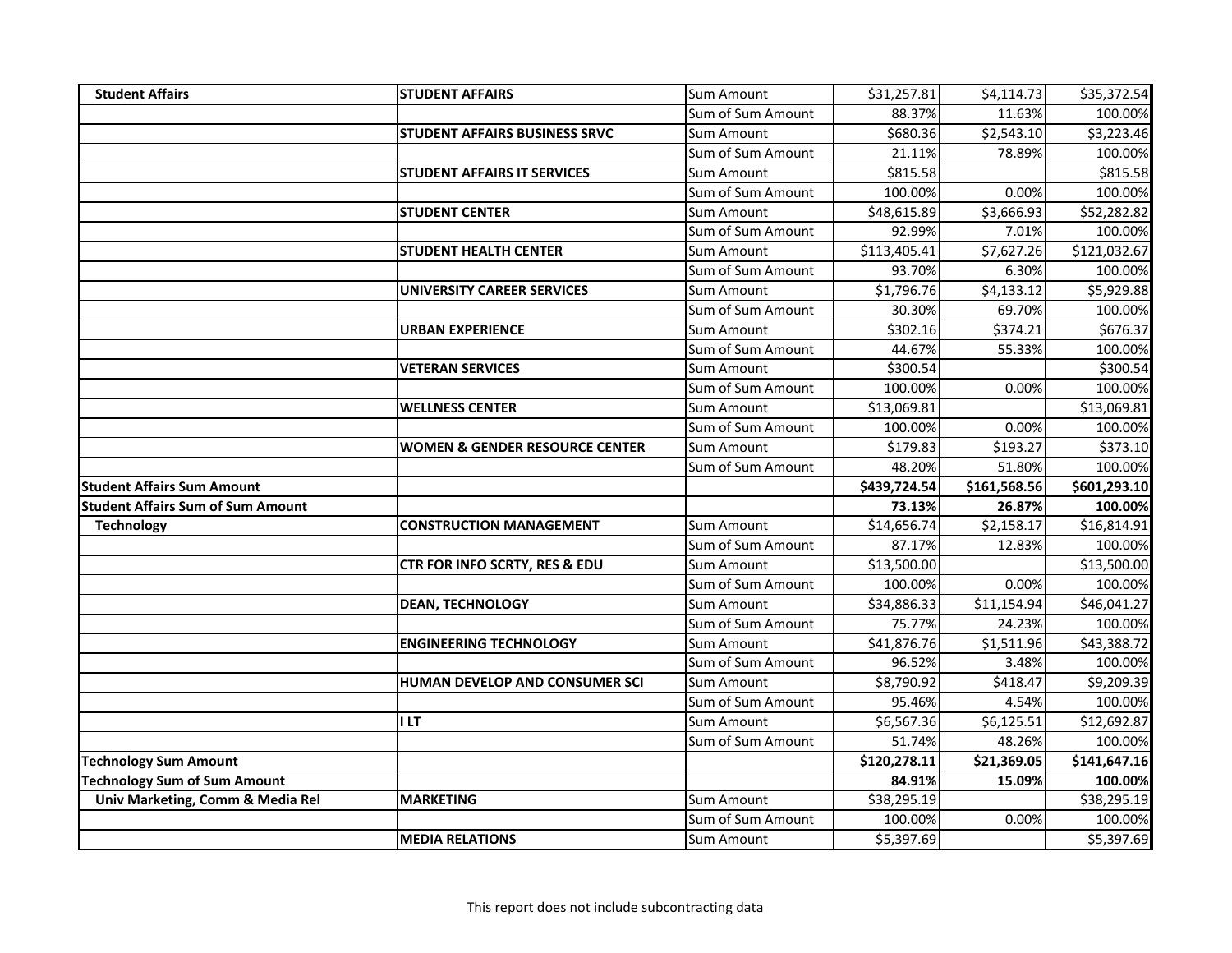| | | | | | |
|---|---|---|---|---|---|
| **Student Affairs** | **STUDENT AFFAIRS** | Sum Amount | $31,257.81 | $4,114.73 | $35,372.54 |
| | | Sum of Sum Amount | 88.37% | 11.63% | 100.00% |
| | **STUDENT AFFAIRS BUSINESS SRVC** | Sum Amount | $680.36 | $2,543.10 | $3,223.46 |
| | | Sum of Sum Amount | 21.11% | 78.89% | 100.00% |
| | **STUDENT AFFAIRS IT SERVICES** | Sum Amount | $815.58 | | $815.58 |
| | | Sum of Sum Amount | 100.00% | 0.00% | 100.00% |
| | **STUDENT CENTER** | Sum Amount | $48,615.89 | $3,666.93 | $52,282.82 |
| | | Sum of Sum Amount | 92.99% | 7.01% | 100.00% |
| | **STUDENT HEALTH CENTER** | Sum Amount | $113,405.41 | $7,627.26 | $121,032.67 |
| | | Sum of Sum Amount | 93.70% | 6.30% | 100.00% |
| | **UNIVERSITY CAREER SERVICES** | Sum Amount | $1,796.76 | $4,133.12 | $5,929.88 |
| | | Sum of Sum Amount | 30.30% | 69.70% | 100.00% |
| | **URBAN EXPERIENCE** | Sum Amount | $302.16 | $374.21 | $676.37 |
| | | Sum of Sum Amount | 44.67% | 55.33% | 100.00% |
| | **VETERAN SERVICES** | Sum Amount | $300.54 | | $300.54 |
| | | Sum of Sum Amount | 100.00% | 0.00% | 100.00% |
| | **WELLNESS CENTER** | Sum Amount | $13,069.81 | | $13,069.81 |
| | | Sum of Sum Amount | 100.00% | 0.00% | 100.00% |
| | **WOMEN & GENDER RESOURCE CENTER** | Sum Amount | $179.83 | $193.27 | $373.10 |
| | | Sum of Sum Amount | 48.20% | 51.80% | 100.00% |
| **Student Affairs Sum Amount** | | | **$439,724.54** | **$161,568.56** | **$601,293.10** |
| **Student Affairs Sum of Sum Amount** | | | **73.13%** | **26.87%** | **100.00%** |
| **Technology** | **CONSTRUCTION MANAGEMENT** | Sum Amount | $14,656.74 | $2,158.17 | $16,814.91 |
| | | Sum of Sum Amount | 87.17% | 12.83% | 100.00% |
| | **CTR FOR INFO SCRTY, RES & EDU** | Sum Amount | $13,500.00 | | $13,500.00 |
| | | Sum of Sum Amount | 100.00% | 0.00% | 100.00% |
| | **DEAN, TECHNOLOGY** | Sum Amount | $34,886.33 | $11,154.94 | $46,041.27 |
| | | Sum of Sum Amount | 75.77% | 24.23% | 100.00% |
| | **ENGINEERING TECHNOLOGY** | Sum Amount | $41,876.76 | $1,511.96 | $43,388.72 |
| | | Sum of Sum Amount | 96.52% | 3.48% | 100.00% |
| | **HUMAN DEVELOP AND CONSUMER SCI** | Sum Amount | $8,790.92 | $418.47 | $9,209.39 |
| | | Sum of Sum Amount | 95.46% | 4.54% | 100.00% |
| | **I LT** | Sum Amount | $6,567.36 | $6,125.51 | $12,692.87 |
| | | Sum of Sum Amount | 51.74% | 48.26% | 100.00% |
| **Technology Sum Amount** | | | **$120,278.11** | **$21,369.05** | **$141,647.16** |
| **Technology Sum of Sum Amount** | | | **84.91%** | **15.09%** | **100.00%** |
| **Univ Marketing, Comm & Media Rel** | **MARKETING** | Sum Amount | $38,295.19 | | $38,295.19 |
| | | Sum of Sum Amount | 100.00% | 0.00% | 100.00% |
| | **MEDIA RELATIONS** | Sum Amount | $5,397.69 | | $5,397.69 |

This report does not include subcontracting data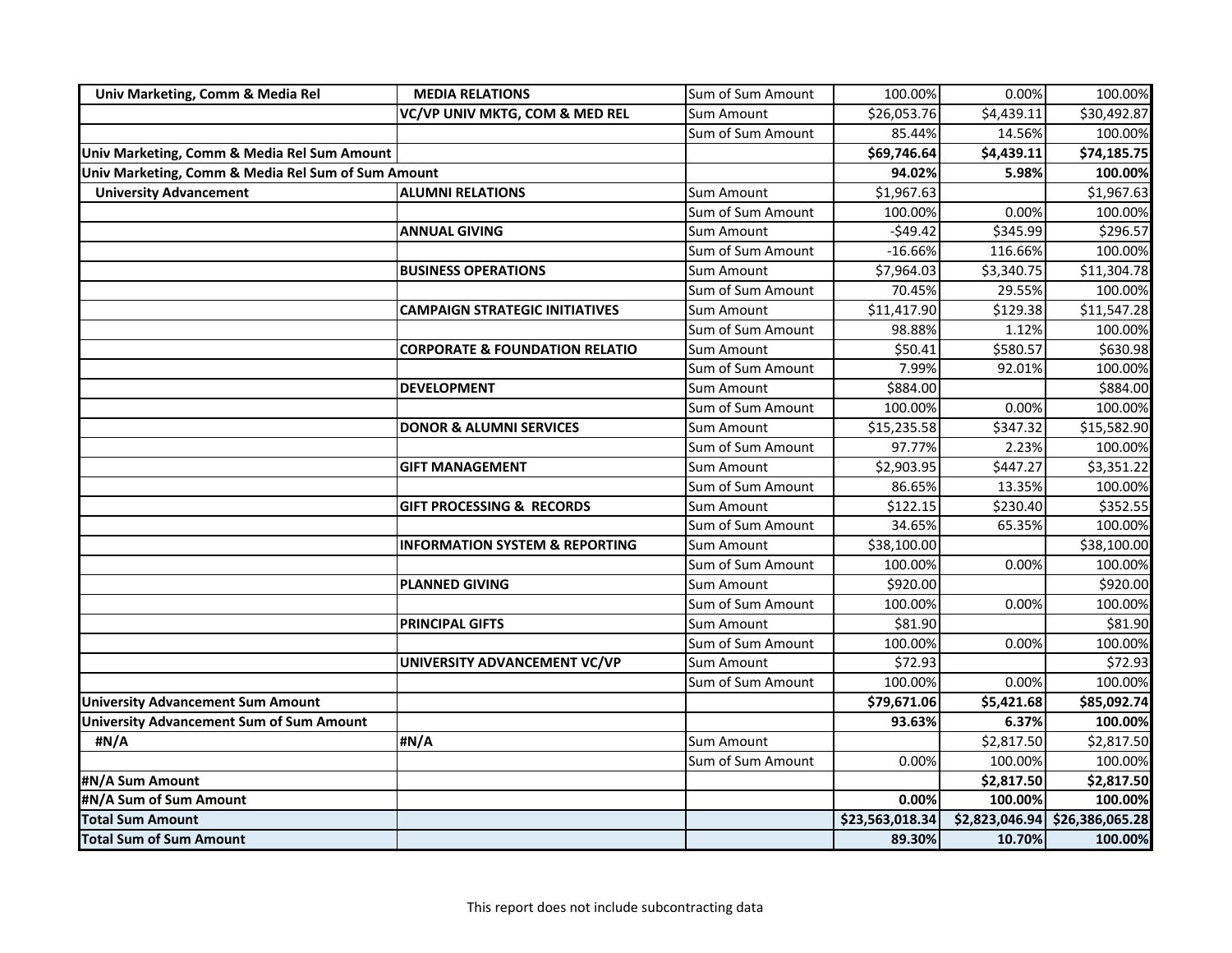| | | | | | |
|---|---|---|---|---|---|
| **Univ Marketing, Comm & Media Rel** | **MEDIA RELATIONS** | Sum of Sum Amount | 100.00% | 0.00% | 100.00% |
| | **VC/VP UNIV MKTG, COM & MED REL** | Sum Amount | $26,053.76 | $4,439.11 | $30,492.87 |
| | | Sum of Sum Amount | 85.44% | 14.56% | 100.00% |
| **Univ Marketing, Comm & Media Rel Sum Amount** | | | **$69,746.64** | **$4,439.11** | **$74,185.75** |
| **Univ Marketing, Comm & Media Rel Sum of Sum Amount** | | | **94.02%** | **5.98%** | **100.00%** |
| **University Advancement** | **ALUMNI RELATIONS** | Sum Amount | $1,967.63 | | $1,967.63 |
| | | Sum of Sum Amount | 100.00% | 0.00% | 100.00% |
| | **ANNUAL GIVING** | Sum Amount | -$49.42 | $345.99 | $296.57 |
| | | Sum of Sum Amount | -16.66% | 116.66% | 100.00% |
| | **BUSINESS OPERATIONS** | Sum Amount | $7,964.03 | $3,340.75 | $11,304.78 |
| | | Sum of Sum Amount | 70.45% | 29.55% | 100.00% |
| | **CAMPAIGN STRATEGIC INITIATIVES** | Sum Amount | $11,417.90 | $129.38 | $11,547.28 |
| | | Sum of Sum Amount | 98.88% | 1.12% | 100.00% |
| | **CORPORATE & FOUNDATION RELATIO** | Sum Amount | $50.41 | $580.57 | $630.98 |
| | | Sum of Sum Amount | 7.99% | 92.01% | 100.00% |
| | **DEVELOPMENT** | Sum Amount | $884.00 | | $884.00 |
| | | Sum of Sum Amount | 100.00% | 0.00% | 100.00% |
| | **DONOR & ALUMNI SERVICES** | Sum Amount | $15,235.58 | $347.32 | $15,582.90 |
| | | Sum of Sum Amount | 97.77% | 2.23% | 100.00% |
| | **GIFT MANAGEMENT** | Sum Amount | $2,903.95 | $447.27 | $3,351.22 |
| | | Sum of Sum Amount | 86.65% | 13.35% | 100.00% |
| | **GIFT PROCESSING & RECORDS** | Sum Amount | $122.15 | $230.40 | $352.55 |
| | | Sum of Sum Amount | 34.65% | 65.35% | 100.00% |
| | **INFORMATION SYSTEM & REPORTING** | Sum Amount | $38,100.00 | | $38,100.00 |
| | | Sum of Sum Amount | 100.00% | 0.00% | 100.00% |
| | **PLANNED GIVING** | Sum Amount | $920.00 | | $920.00 |
| | | Sum of Sum Amount | 100.00% | 0.00% | 100.00% |
| | **PRINCIPAL GIFTS** | Sum Amount | $81.90 | | $81.90 |
| | | Sum of Sum Amount | 100.00% | 0.00% | 100.00% |
| | **UNIVERSITY ADVANCEMENT VC/VP** | Sum Amount | $72.93 | | $72.93 |
| | | Sum of Sum Amount | 100.00% | 0.00% | 100.00% |
| **University Advancement Sum Amount** | | | **$79,671.06** | **$5,421.68** | **$85,092.74** |
| **University Advancement Sum of Sum Amount** | | | **93.63%** | **6.37%** | **100.00%** |
| **#N/A** | **#N/A** | Sum Amount | | $2,817.50 | $2,817.50 |
| | | Sum of Sum Amount | 0.00% | 100.00% | 100.00% |
| **#N/A Sum Amount** | | | | **$2,817.50** | **$2,817.50** |
| **#N/A Sum of Sum Amount** | | | **0.00%** | **100.00%** | **100.00%** |
| **Total Sum Amount** | | | **$23,563,018.34** | **$2,823,046.94** | **$26,386,065.28** |
| **Total Sum of Sum Amount** | | | **89.30%** | **10.70%** | **100.00%** |

This report does not include subcontracting data